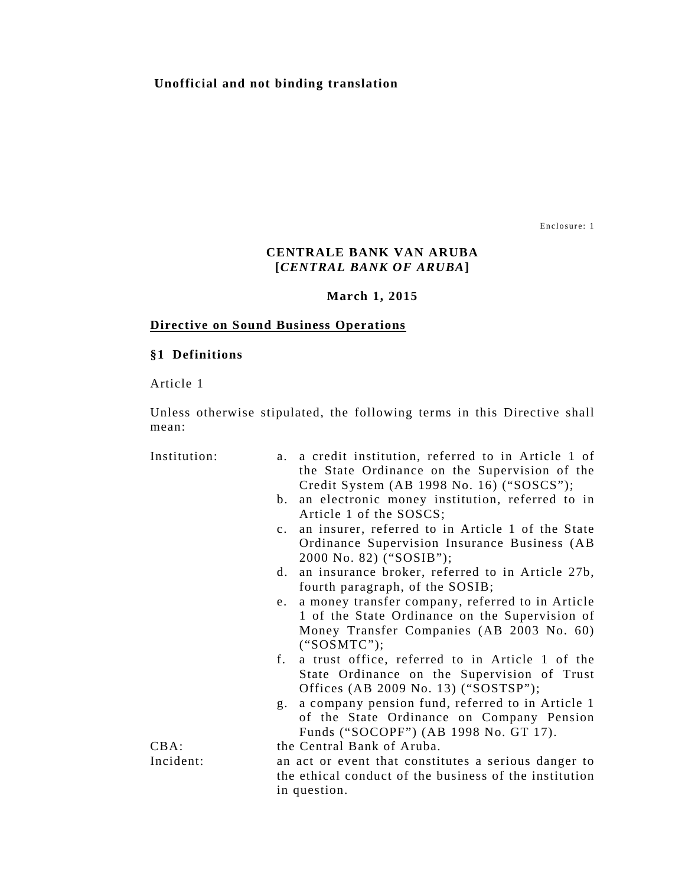**Unofficial and not binding translation**

Enclosure: 1

**CENTRALE BANK VAN ARUBA**
**[*CENTRAL BANK OF ARUBA*]**

**March 1, 2015**

## <u>Directive on Sound Business Operations</u>

### §1 Definitions

Article 1

Unless otherwise stipulated, the following terms in this Directive shall mean:

| | |
|---|---|
| Institution: | a. a credit institution, referred to in Article 1 of the State Ordinance on the Supervision of the Credit System (AB 1998 No. 16) ("SOSCS");<br>b. an electronic money institution, referred to in Article 1 of the SOSCS;<br>c. an insurer, referred to in Article 1 of the State Ordinance Supervision Insurance Business (AB 2000 No. 82) ("SOSIB");<br>d. an insurance broker, referred to in Article 27b, fourth paragraph, of the SOSIB;<br>e. a money transfer company, referred to in Article 1 of the State Ordinance on the Supervision of Money Transfer Companies (AB 2003 No. 60) ("SOSMTC");<br>f. a trust office, referred to in Article 1 of the State Ordinance on the Supervision of Trust Offices (AB 2009 No. 13) ("SOSTSP");<br>g. a company pension fund, referred to in Article 1 of the State Ordinance on Company Pension Funds ("SOCOPF") (AB 1998 No. GT 17). |
| CBA: | the Central Bank of Aruba. |
| Incident: | an act or event that constitutes a serious danger to the ethical conduct of the business of the institution in question. |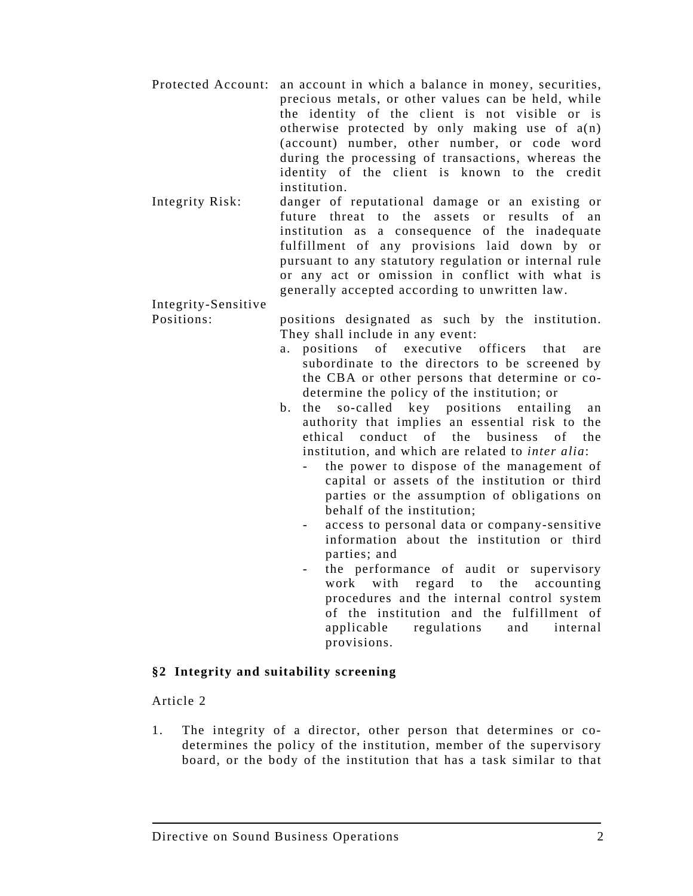Protected Account: an account in which a balance in money, securities, precious metals, or other values can be held, while the identity of the client is not visible or is otherwise protected by only making use of a(n) (account) number, other number, or code word during the processing of transactions, whereas the identity of the client is known to the credit institution.

Integrity Risk: danger of reputational damage or an existing or future threat to the assets or results of an institution as a consequence of the inadequate fulfillment of any provisions laid down by or pursuant to any statutory regulation or internal rule or any act or omission in conflict with what is generally accepted according to unwritten law.

Integrity-Sensitive Positions: positions designated as such by the institution. They shall include in any event:

a. positions of executive officers that are subordinate to the directors to be screened by the CBA or other persons that determine or co-determine the policy of the institution; or
b. the so-called key positions entailing an authority that implies an essential risk to the ethical conduct of the business of the institution, and which are related to *inter alia*:
   - the power to dispose of the management of capital or assets of the institution or third parties or the assumption of obligations on behalf of the institution;
   - access to personal data or company-sensitive information about the institution or third parties; and
   - the performance of audit or supervisory work with regard to the accounting procedures and the internal control system of the institution and the fulfillment of applicable regulations and internal provisions.

## §2 Integrity and suitability screening

Article 2

1. The integrity of a director, other person that determines or co-determines the policy of the institution, member of the supervisory board, or the body of the institution that has a task similar to that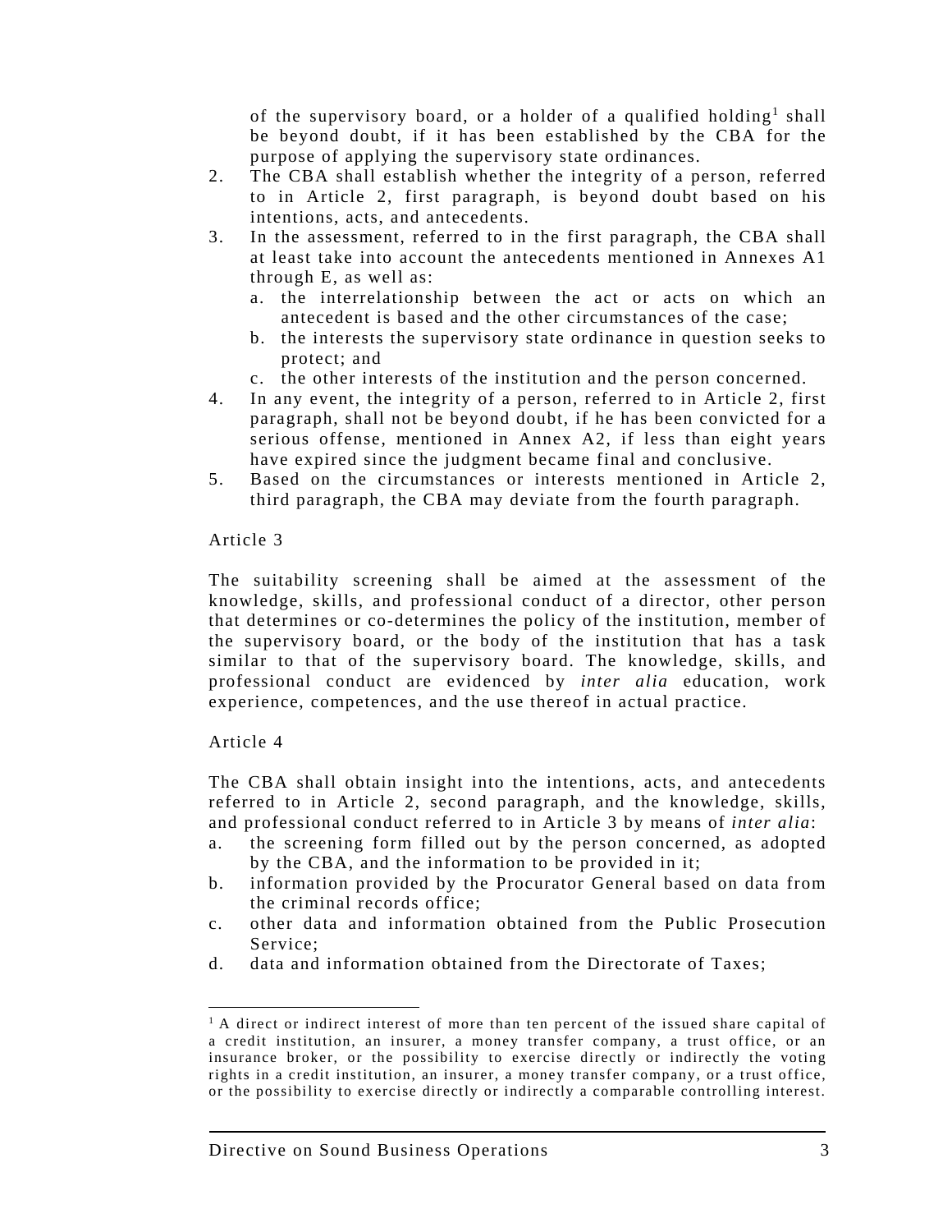of the supervisory board, or a holder of a qualified holding[1] shall be beyond doubt, if it has been established by the CBA for the purpose of applying the supervisory state ordinances.

2. The CBA shall establish whether the integrity of a person, referred to in Article 2, first paragraph, is beyond doubt based on his intentions, acts, and antecedents.
3. In the assessment, referred to in the first paragraph, the CBA shall at least take into account the antecedents mentioned in Annexes A1 through E, as well as:
   a. the interrelationship between the act or acts on which an antecedent is based and the other circumstances of the case;
   b. the interests the supervisory state ordinance in question seeks to protect; and
   c. the other interests of the institution and the person concerned.
4. In any event, the integrity of a person, referred to in Article 2, first paragraph, shall not be beyond doubt, if he has been convicted for a serious offense, mentioned in Annex A2, if less than eight years have expired since the judgment became final and conclusive.
5. Based on the circumstances or interests mentioned in Article 2, third paragraph, the CBA may deviate from the fourth paragraph.

Article 3

The suitability screening shall be aimed at the assessment of the knowledge, skills, and professional conduct of a director, other person that determines or co-determines the policy of the institution, member of the supervisory board, or the body of the institution that has a task similar to that of the supervisory board. The knowledge, skills, and professional conduct are evidenced by *inter alia* education, work experience, competences, and the use thereof in actual practice.

Article 4

The CBA shall obtain insight into the intentions, acts, and antecedents referred to in Article 2, second paragraph, and the knowledge, skills, and professional conduct referred to in Article 3 by means of *inter alia*:

a. the screening form filled out by the person concerned, as adopted by the CBA, and the information to be provided in it;
b. information provided by the Procurator General based on data from the criminal records office;
c. other data and information obtained from the Public Prosecution Service;
d. data and information obtained from the Directorate of Taxes;

[1] A direct or indirect interest of more than ten percent of the issued share capital of a credit institution, an insurer, a money transfer company, a trust office, or an insurance broker, or the possibility to exercise directly or indirectly the voting rights in a credit institution, an insurer, a money transfer company, or a trust office, or the possibility to exercise directly or indirectly a comparable controlling interest.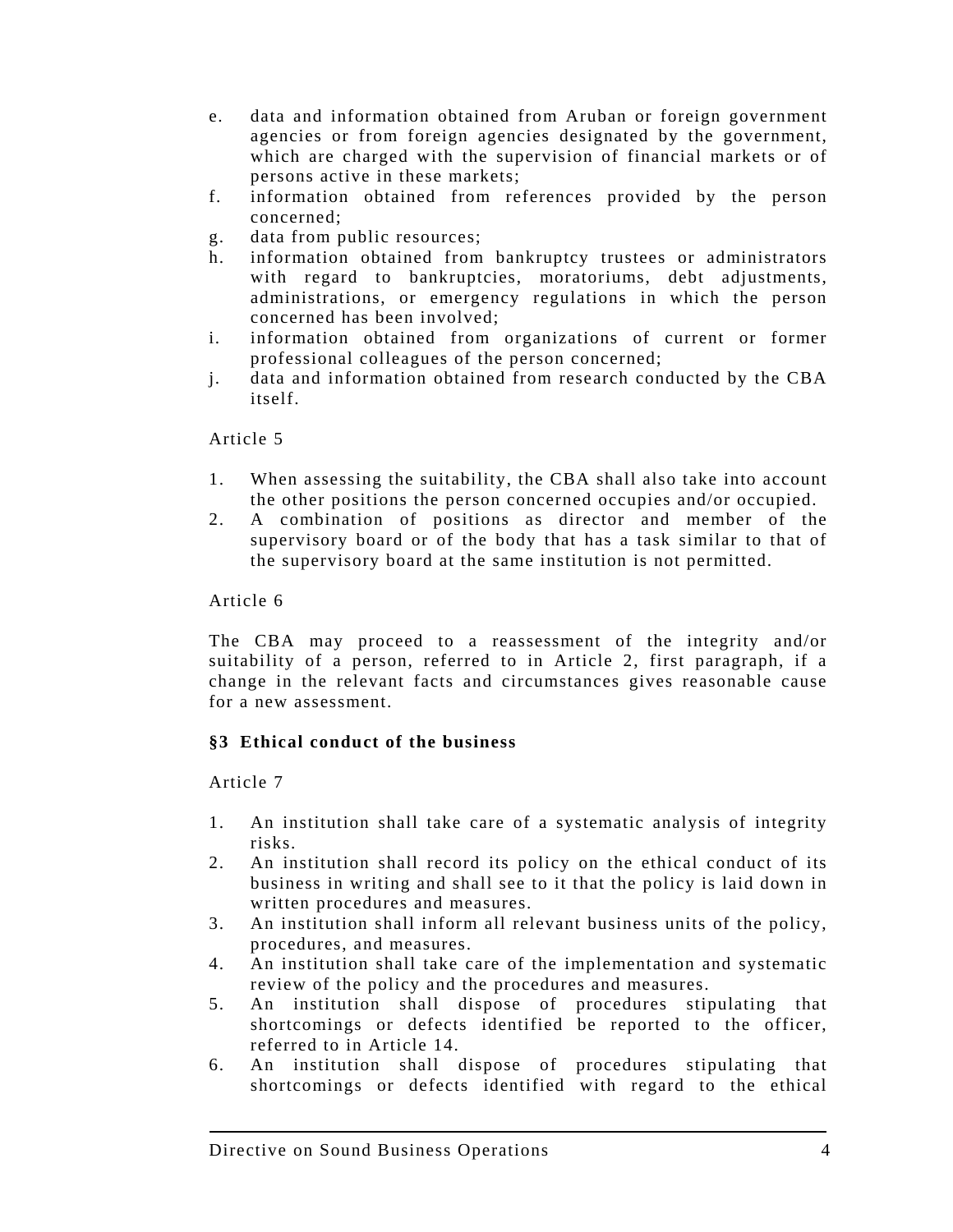e. data and information obtained from Aruban or foreign government agencies or from foreign agencies designated by the government, which are charged with the supervision of financial markets or of persons active in these markets;
f. information obtained from references provided by the person concerned;
g. data from public resources;
h. information obtained from bankruptcy trustees or administrators with regard to bankruptcies, moratoriums, debt adjustments, administrations, or emergency regulations in which the person concerned has been involved;
i. information obtained from organizations of current or former professional colleagues of the person concerned;
j. data and information obtained from research conducted by the CBA itself.

Article 5

1. When assessing the suitability, the CBA shall also take into account the other positions the person concerned occupies and/or occupied.
2. A combination of positions as director and member of the supervisory board or of the body that has a task similar to that of the supervisory board at the same institution is not permitted.

Article 6

The CBA may proceed to a reassessment of the integrity and/or suitability of a person, referred to in Article 2, first paragraph, if a change in the relevant facts and circumstances gives reasonable cause for a new assessment.

### §3 Ethical conduct of the business

Article 7

1. An institution shall take care of a systematic analysis of integrity risks.
2. An institution shall record its policy on the ethical conduct of its business in writing and shall see to it that the policy is laid down in written procedures and measures.
3. An institution shall inform all relevant business units of the policy, procedures, and measures.
4. An institution shall take care of the implementation and systematic review of the policy and the procedures and measures.
5. An institution shall dispose of procedures stipulating that shortcomings or defects identified be reported to the officer, referred to in Article 14.
6. An institution shall dispose of procedures stipulating that shortcomings or defects identified with regard to the ethical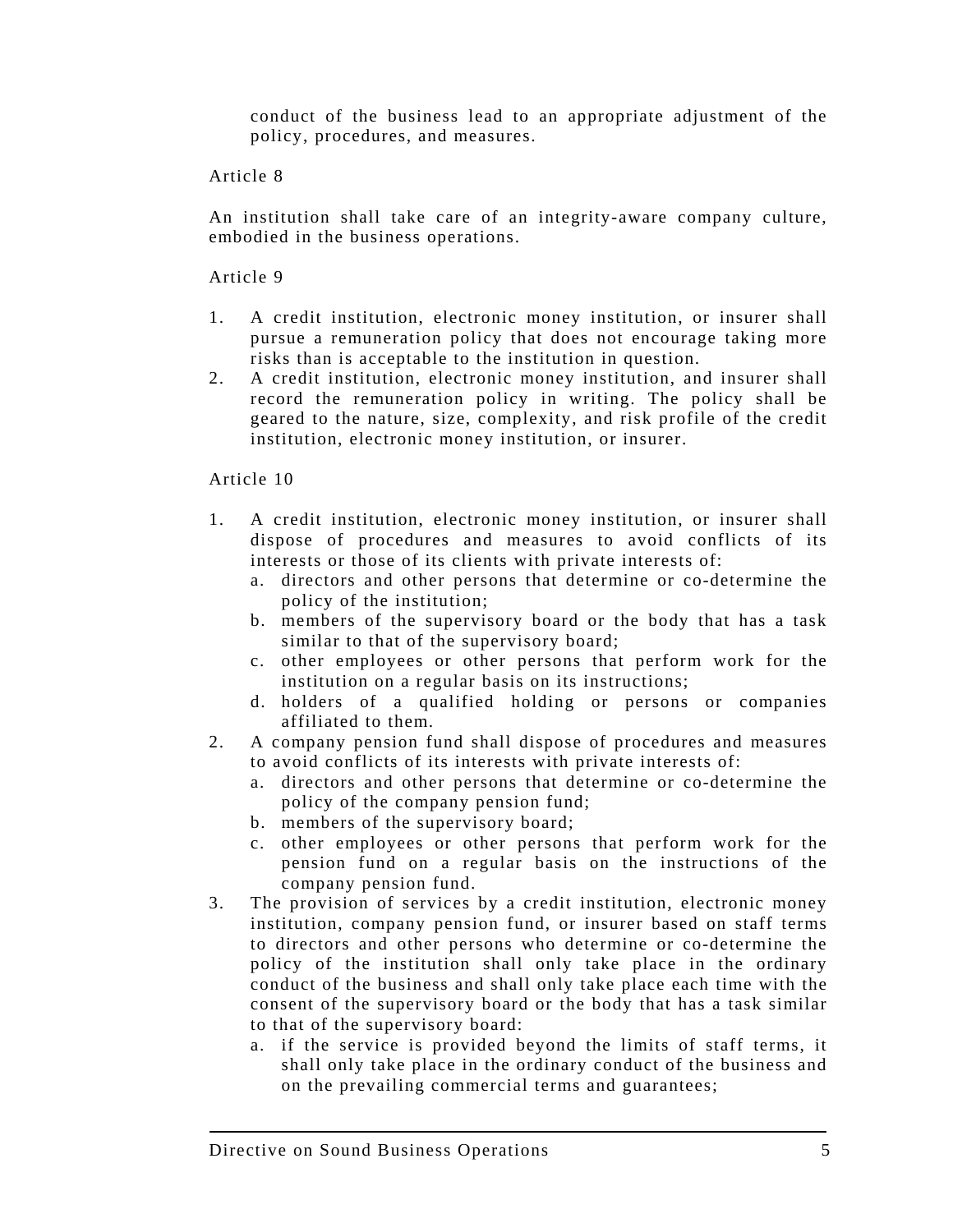conduct of the business lead to an appropriate adjustment of the policy, procedures, and measures.

Article 8

An institution shall take care of an integrity-aware company culture, embodied in the business operations.

Article 9

1. A credit institution, electronic money institution, or insurer shall pursue a remuneration policy that does not encourage taking more risks than is acceptable to the institution in question.
2. A credit institution, electronic money institution, and insurer shall record the remuneration policy in writing. The policy shall be geared to the nature, size, complexity, and risk profile of the credit institution, electronic money institution, or insurer.

Article 10

1. A credit institution, electronic money institution, or insurer shall dispose of procedures and measures to avoid conflicts of its interests or those of its clients with private interests of:
   a. directors and other persons that determine or co-determine the policy of the institution;
   b. members of the supervisory board or the body that has a task similar to that of the supervisory board;
   c. other employees or other persons that perform work for the institution on a regular basis on its instructions;
   d. holders of a qualified holding or persons or companies affiliated to them.
2. A company pension fund shall dispose of procedures and measures to avoid conflicts of its interests with private interests of:
   a. directors and other persons that determine or co-determine the policy of the company pension fund;
   b. members of the supervisory board;
   c. other employees or other persons that perform work for the pension fund on a regular basis on the instructions of the company pension fund.
3. The provision of services by a credit institution, electronic money institution, company pension fund, or insurer based on staff terms to directors and other persons who determine or co-determine the policy of the institution shall only take place in the ordinary conduct of the business and shall only take place each time with the consent of the supervisory board or the body that has a task similar to that of the supervisory board:
   a. if the service is provided beyond the limits of staff terms, it shall only take place in the ordinary conduct of the business and on the prevailing commercial terms and guarantees;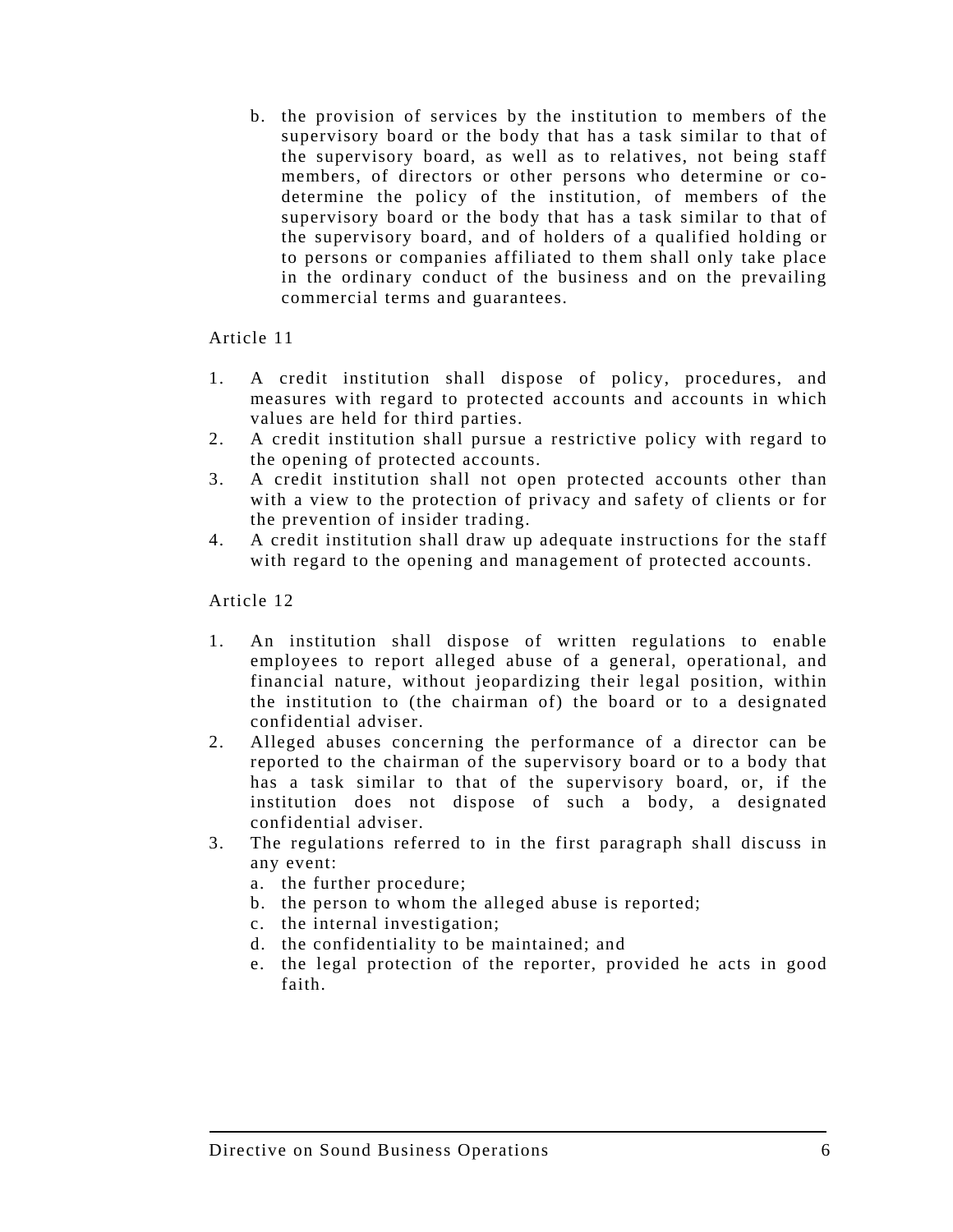b. the provision of services by the institution to members of the supervisory board or the body that has a task similar to that of the supervisory board, as well as to relatives, not being staff members, of directors or other persons who determine or co-determine the policy of the institution, of members of the supervisory board or the body that has a task similar to that of the supervisory board, and of holders of a qualified holding or to persons or companies affiliated to them shall only take place in the ordinary conduct of the business and on the prevailing commercial terms and guarantees.

Article 11

1. A credit institution shall dispose of policy, procedures, and measures with regard to protected accounts and accounts in which values are held for third parties.
2. A credit institution shall pursue a restrictive policy with regard to the opening of protected accounts.
3. A credit institution shall not open protected accounts other than with a view to the protection of privacy and safety of clients or for the prevention of insider trading.
4. A credit institution shall draw up adequate instructions for the staff with regard to the opening and management of protected accounts.

Article 12

1. An institution shall dispose of written regulations to enable employees to report alleged abuse of a general, operational, and financial nature, without jeopardizing their legal position, within the institution to (the chairman of) the board or to a designated confidential adviser.
2. Alleged abuses concerning the performance of a director can be reported to the chairman of the supervisory board or to a body that has a task similar to that of the supervisory board, or, if the institution does not dispose of such a body, a designated confidential adviser.
3. The regulations referred to in the first paragraph shall discuss in any event:
   a. the further procedure;
   b. the person to whom the alleged abuse is reported;
   c. the internal investigation;
   d. the confidentiality to be maintained; and
   e. the legal protection of the reporter, provided he acts in good faith.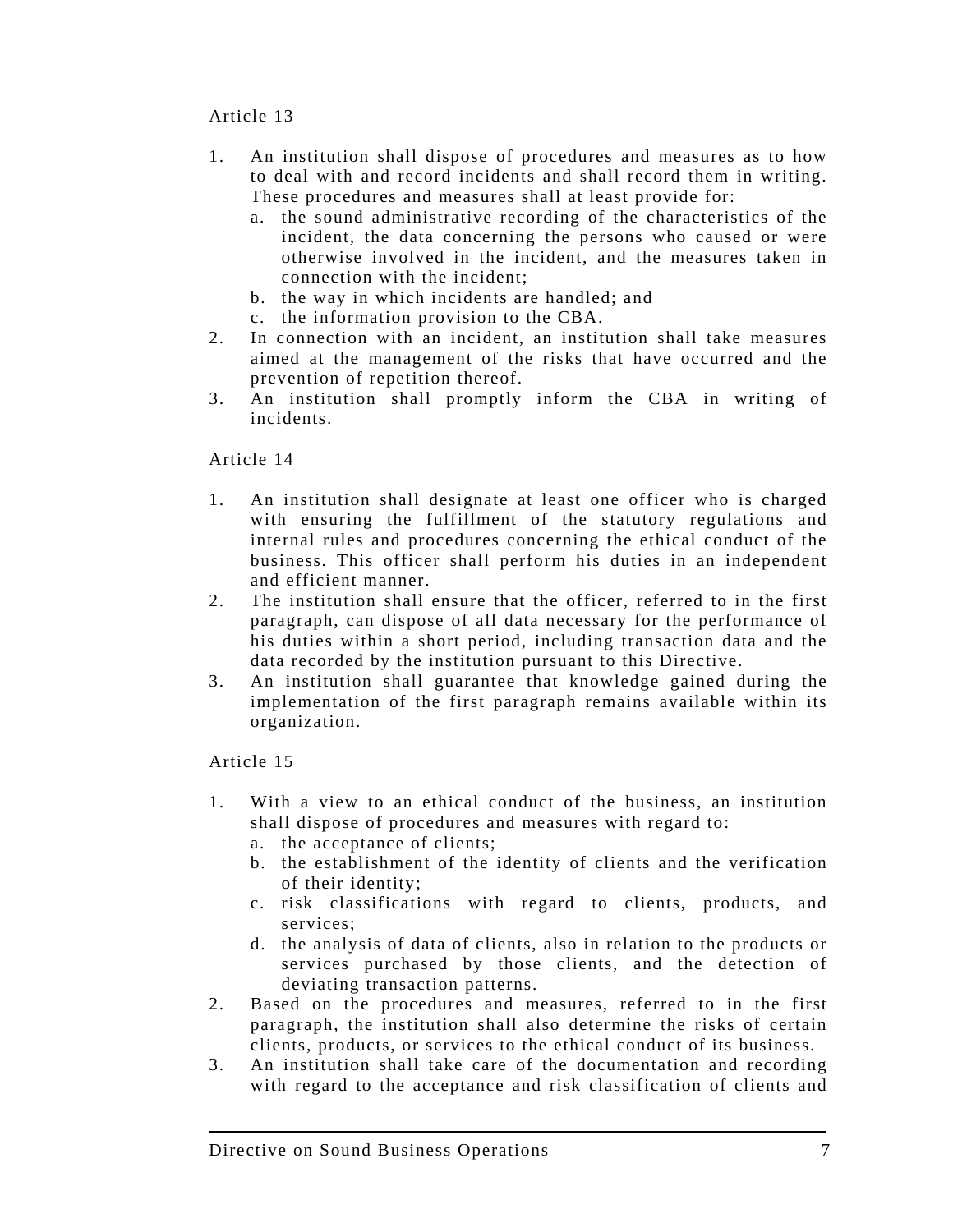Article 13

1. An institution shall dispose of procedures and measures as to how to deal with and record incidents and shall record them in writing. These procedures and measures shall at least provide for:
   a. the sound administrative recording of the characteristics of the incident, the data concerning the persons who caused or were otherwise involved in the incident, and the measures taken in connection with the incident;
   b. the way in which incidents are handled; and
   c. the information provision to the CBA.
2. In connection with an incident, an institution shall take measures aimed at the management of the risks that have occurred and the prevention of repetition thereof.
3. An institution shall promptly inform the CBA in writing of incidents.

Article 14

1. An institution shall designate at least one officer who is charged with ensuring the fulfillment of the statutory regulations and internal rules and procedures concerning the ethical conduct of the business. This officer shall perform his duties in an independent and efficient manner.
2. The institution shall ensure that the officer, referred to in the first paragraph, can dispose of all data necessary for the performance of his duties within a short period, including transaction data and the data recorded by the institution pursuant to this Directive.
3. An institution shall guarantee that knowledge gained during the implementation of the first paragraph remains available within its organization.

Article 15

1. With a view to an ethical conduct of the business, an institution shall dispose of procedures and measures with regard to:
   a. the acceptance of clients;
   b. the establishment of the identity of clients and the verification of their identity;
   c. risk classifications with regard to clients, products, and services;
   d. the analysis of data of clients, also in relation to the products or services purchased by those clients, and the detection of deviating transaction patterns.
2. Based on the procedures and measures, referred to in the first paragraph, the institution shall also determine the risks of certain clients, products, or services to the ethical conduct of its business.
3. An institution shall take care of the documentation and recording with regard to the acceptance and risk classification of clients and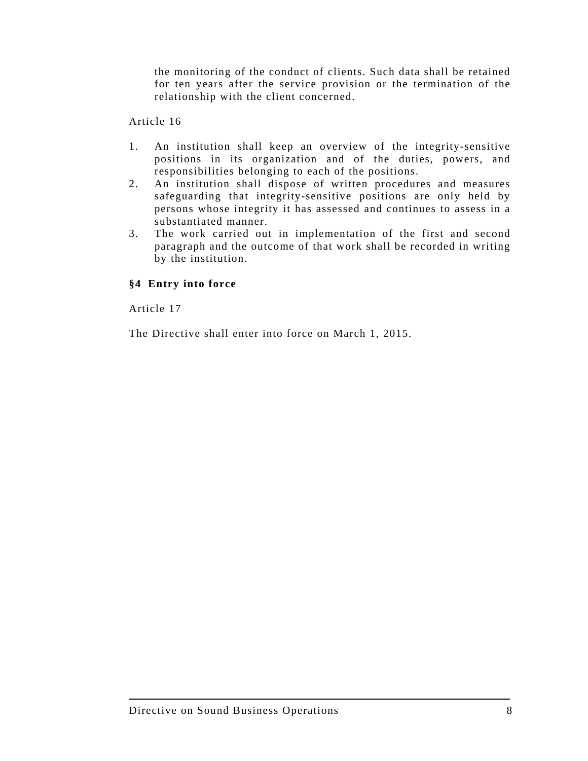the monitoring of the conduct of clients. Such data shall be retained for ten years after the service provision or the termination of the relationship with the client concerned.

Article 16

1. An institution shall keep an overview of the integrity-sensitive positions in its organization and of the duties, powers, and responsibilities belonging to each of the positions.
2. An institution shall dispose of written procedures and measures safeguarding that integrity-sensitive positions are only held by persons whose integrity it has assessed and continues to assess in a substantiated manner.
3. The work carried out in implementation of the first and second paragraph and the outcome of that work shall be recorded in writing by the institution.

## §4 Entry into force

Article 17

The Directive shall enter into force on March 1, 2015.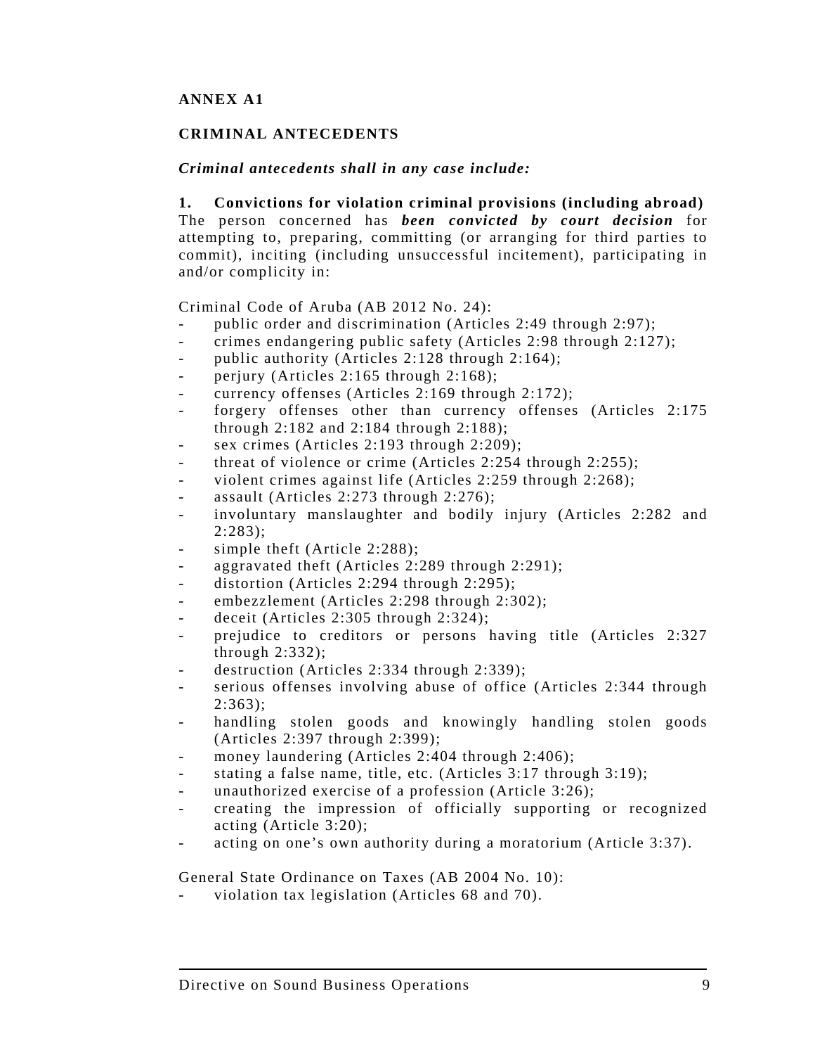## ANNEX A1

## CRIMINAL ANTECEDENTS

***Criminal antecedents shall in any case include:***

**1. Convictions for violation criminal provisions (including abroad)**
The person concerned has ***been convicted by court decision*** for attempting to, preparing, committing (or arranging for third parties to commit), inciting (including unsuccessful incitement), participating in and/or complicity in:

Criminal Code of Aruba (AB 2012 No. 24):

- public order and discrimination (Articles 2:49 through 2:97);
- crimes endangering public safety (Articles 2:98 through 2:127);
- public authority (Articles 2:128 through 2:164);
- perjury (Articles 2:165 through 2:168);
- currency offenses (Articles 2:169 through 2:172);
- forgery offenses other than currency offenses (Articles 2:175 through 2:182 and 2:184 through 2:188);
- sex crimes (Articles 2:193 through 2:209);
- threat of violence or crime (Articles 2:254 through 2:255);
- violent crimes against life (Articles 2:259 through 2:268);
- assault (Articles 2:273 through 2:276);
- involuntary manslaughter and bodily injury (Articles 2:282 and 2:283);
- simple theft (Article 2:288);
- aggravated theft (Articles 2:289 through 2:291);
- distortion (Articles 2:294 through 2:295);
- embezzlement (Articles 2:298 through 2:302);
- deceit (Articles 2:305 through 2:324);
- prejudice to creditors or persons having title (Articles 2:327 through 2:332);
- destruction (Articles 2:334 through 2:339);
- serious offenses involving abuse of office (Articles 2:344 through 2:363);
- handling stolen goods and knowingly handling stolen goods (Articles 2:397 through 2:399);
- money laundering (Articles 2:404 through 2:406);
- stating a false name, title, etc. (Articles 3:17 through 3:19);
- unauthorized exercise of a profession (Article 3:26);
- creating the impression of officially supporting or recognized acting (Article 3:20);
- acting on one's own authority during a moratorium (Article 3:37).

General State Ordinance on Taxes (AB 2004 No. 10):

- violation tax legislation (Articles 68 and 70).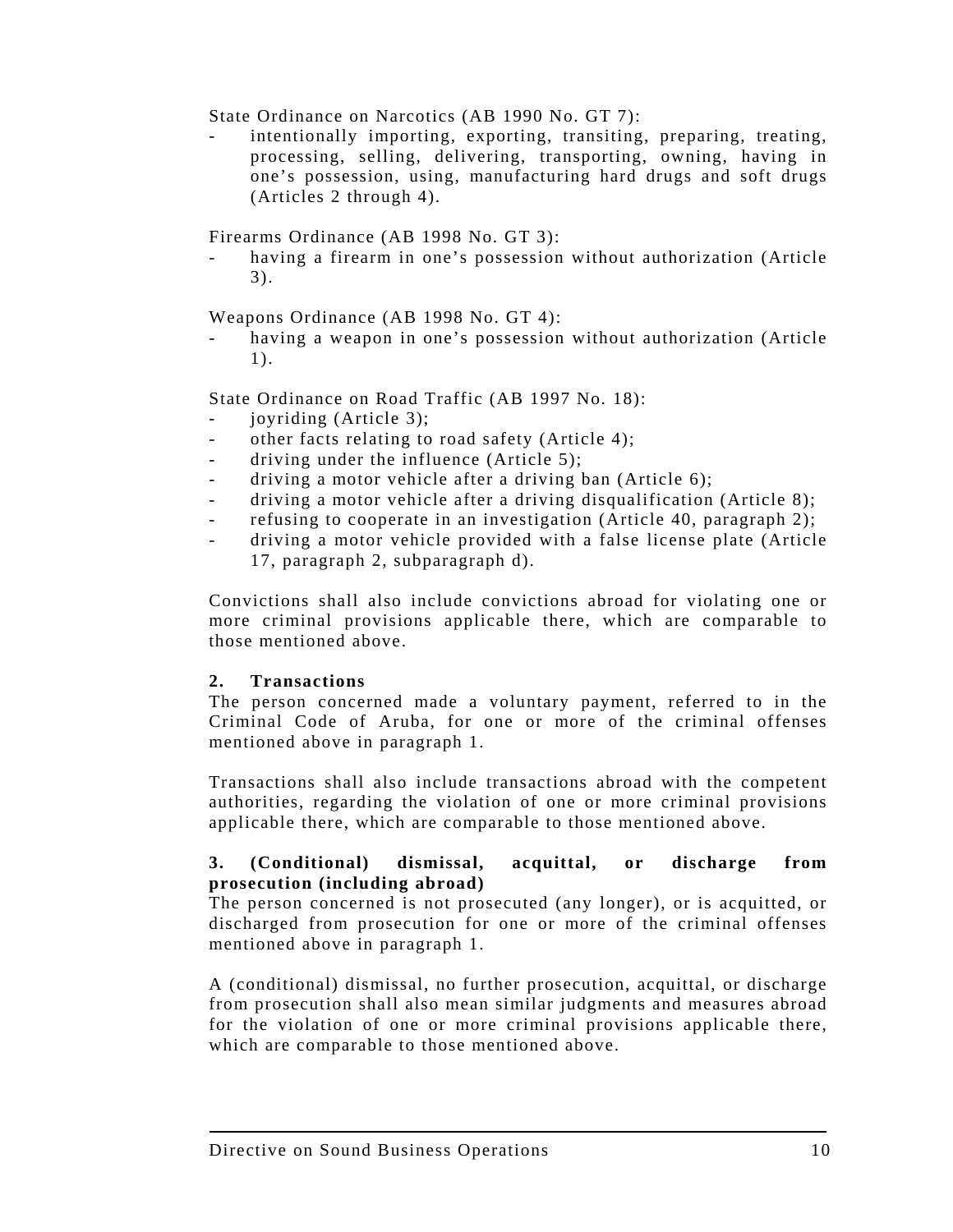State Ordinance on Narcotics (AB 1990 No. GT 7):

- intentionally importing, exporting, transiting, preparing, treating, processing, selling, delivering, transporting, owning, having in one's possession, using, manufacturing hard drugs and soft drugs (Articles 2 through 4).

Firearms Ordinance (AB 1998 No. GT 3):

- having a firearm in one's possession without authorization (Article 3).

Weapons Ordinance (AB 1998 No. GT 4):

- having a weapon in one's possession without authorization (Article 1).

State Ordinance on Road Traffic (AB 1997 No. 18):

- joyriding (Article 3);
- other facts relating to road safety (Article 4);
- driving under the influence (Article 5);
- driving a motor vehicle after a driving ban (Article 6);
- driving a motor vehicle after a driving disqualification (Article 8);
- refusing to cooperate in an investigation (Article 40, paragraph 2);
- driving a motor vehicle provided with a false license plate (Article 17, paragraph 2, subparagraph d).

Convictions shall also include convictions abroad for violating one or more criminal provisions applicable there, which are comparable to those mentioned above.

**2. Transactions**

The person concerned made a voluntary payment, referred to in the Criminal Code of Aruba, for one or more of the criminal offenses mentioned above in paragraph 1.

Transactions shall also include transactions abroad with the competent authorities, regarding the violation of one or more criminal provisions applicable there, which are comparable to those mentioned above.

**3. (Conditional) dismissal, acquittal, or discharge from prosecution (including abroad)**

The person concerned is not prosecuted (any longer), or is acquitted, or discharged from prosecution for one or more of the criminal offenses mentioned above in paragraph 1.

A (conditional) dismissal, no further prosecution, acquittal, or discharge from prosecution shall also mean similar judgments and measures abroad for the violation of one or more criminal provisions applicable there, which are comparable to those mentioned above.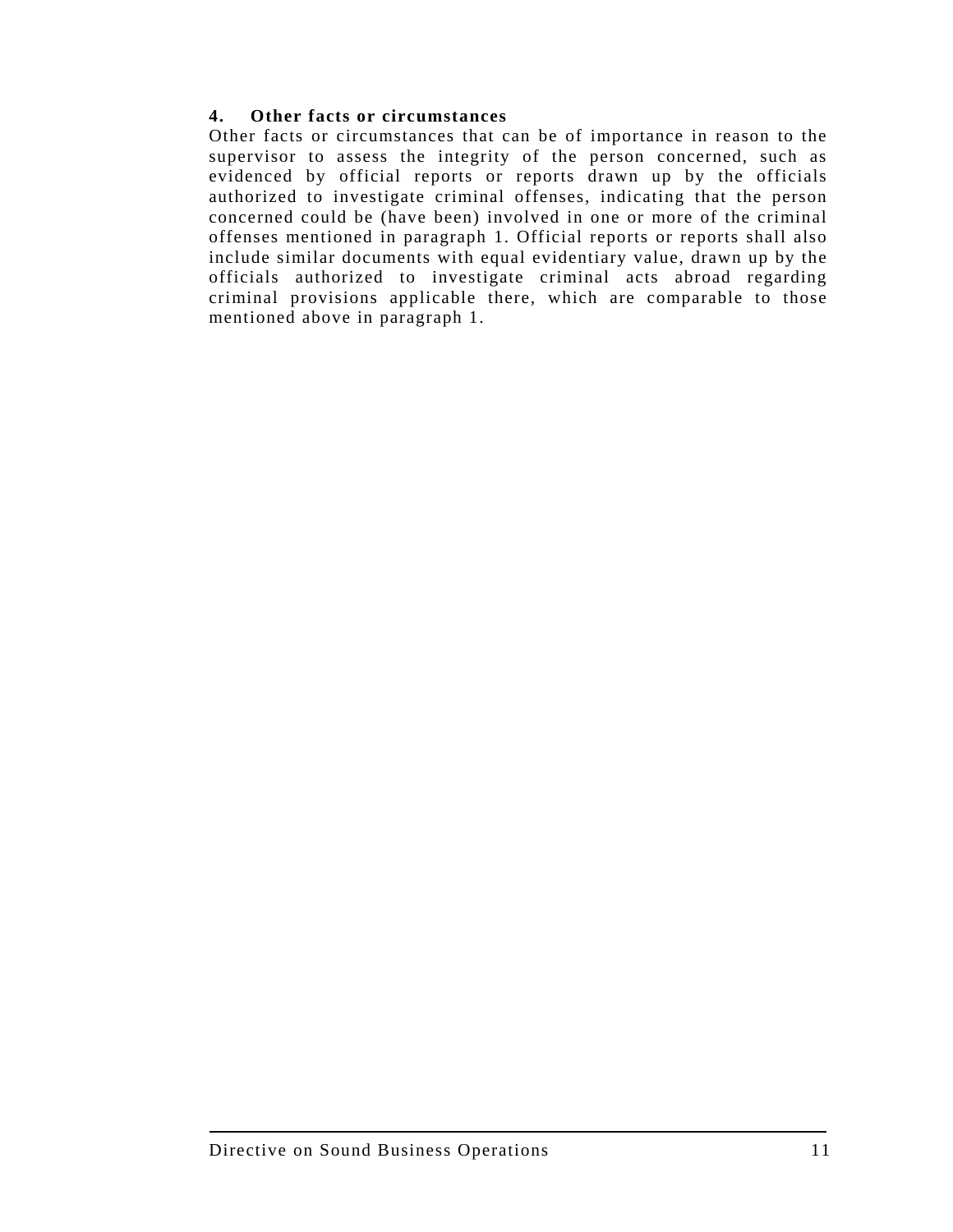**4. Other facts or circumstances**

Other facts or circumstances that can be of importance in reason to the supervisor to assess the integrity of the person concerned, such as evidenced by official reports or reports drawn up by the officials authorized to investigate criminal offenses, indicating that the person concerned could be (have been) involved in one or more of the criminal offenses mentioned in paragraph 1. Official reports or reports shall also include similar documents with equal evidentiary value, drawn up by the officials authorized to investigate criminal acts abroad regarding criminal provisions applicable there, which are comparable to those mentioned above in paragraph 1.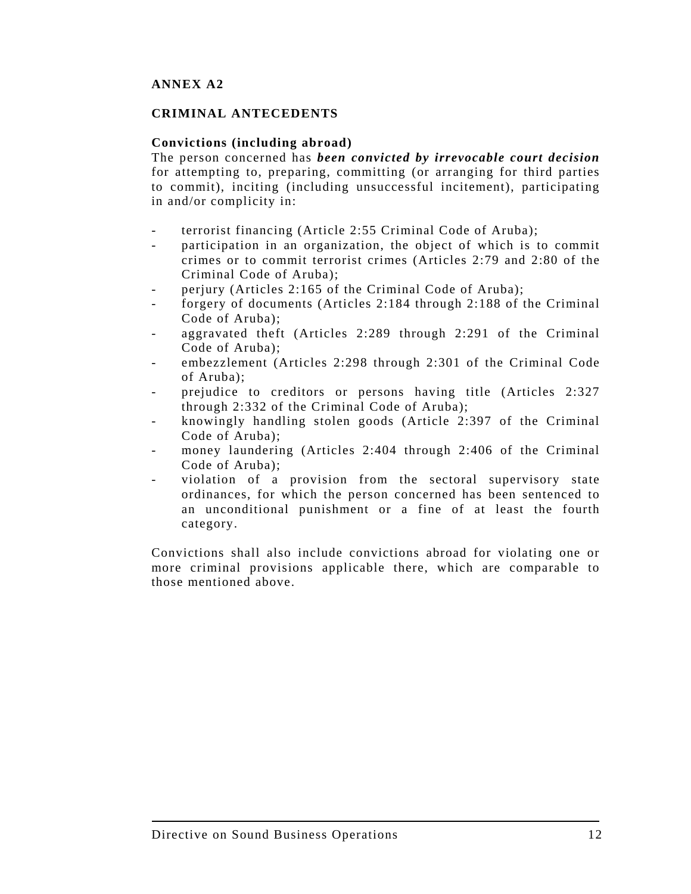## ANNEX A2

## CRIMINAL ANTECEDENTS

**Convictions (including abroad)**

The person concerned has ***been convicted by irrevocable court decision*** for attempting to, preparing, committing (or arranging for third parties to commit), inciting (including unsuccessful incitement), participating in and/or complicity in:

- terrorist financing (Article 2:55 Criminal Code of Aruba);
- participation in an organization, the object of which is to commit crimes or to commit terrorist crimes (Articles 2:79 and 2:80 of the Criminal Code of Aruba);
- perjury (Articles 2:165 of the Criminal Code of Aruba);
- forgery of documents (Articles 2:184 through 2:188 of the Criminal Code of Aruba);
- aggravated theft (Articles 2:289 through 2:291 of the Criminal Code of Aruba);
- embezzlement (Articles 2:298 through 2:301 of the Criminal Code of Aruba);
- prejudice to creditors or persons having title (Articles 2:327 through 2:332 of the Criminal Code of Aruba);
- knowingly handling stolen goods (Article 2:397 of the Criminal Code of Aruba);
- money laundering (Articles 2:404 through 2:406 of the Criminal Code of Aruba);
- violation of a provision from the sectoral supervisory state ordinances, for which the person concerned has been sentenced to an unconditional punishment or a fine of at least the fourth category.

Convictions shall also include convictions abroad for violating one or more criminal provisions applicable there, which are comparable to those mentioned above.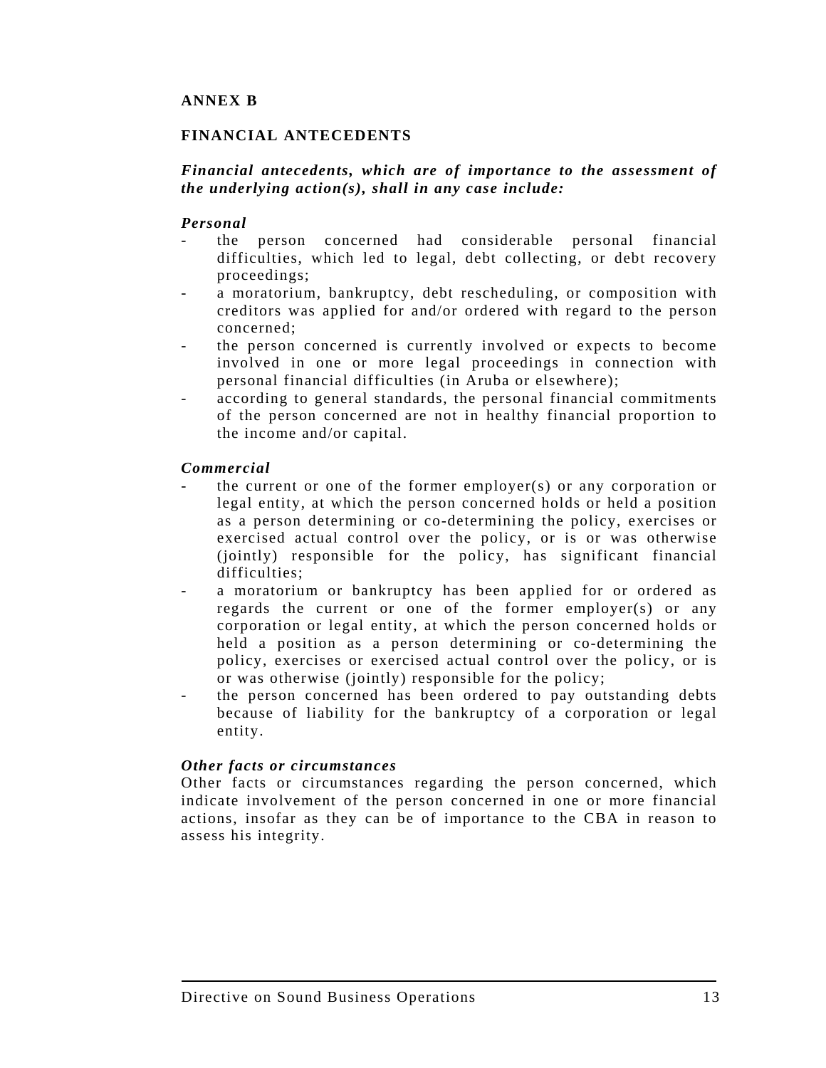## ANNEX B

## FINANCIAL ANTECEDENTS

***Financial antecedents, which are of importance to the assessment of the underlying action(s), shall in any case include:***

***Personal***

- the person concerned had considerable personal financial difficulties, which led to legal, debt collecting, or debt recovery proceedings;
- a moratorium, bankruptcy, debt rescheduling, or composition with creditors was applied for and/or ordered with regard to the person concerned;
- the person concerned is currently involved or expects to become involved in one or more legal proceedings in connection with personal financial difficulties (in Aruba or elsewhere);
- according to general standards, the personal financial commitments of the person concerned are not in healthy financial proportion to the income and/or capital.

***Commercial***

- the current or one of the former employer(s) or any corporation or legal entity, at which the person concerned holds or held a position as a person determining or co-determining the policy, exercises or exercised actual control over the policy, or is or was otherwise (jointly) responsible for the policy, has significant financial difficulties;
- a moratorium or bankruptcy has been applied for or ordered as regards the current or one of the former employer(s) or any corporation or legal entity, at which the person concerned holds or held a position as a person determining or co-determining the policy, exercises or exercised actual control over the policy, or is or was otherwise (jointly) responsible for the policy;
- the person concerned has been ordered to pay outstanding debts because of liability for the bankruptcy of a corporation or legal entity.

***Other facts or circumstances***

Other facts or circumstances regarding the person concerned, which indicate involvement of the person concerned in one or more financial actions, insofar as they can be of importance to the CBA in reason to assess his integrity.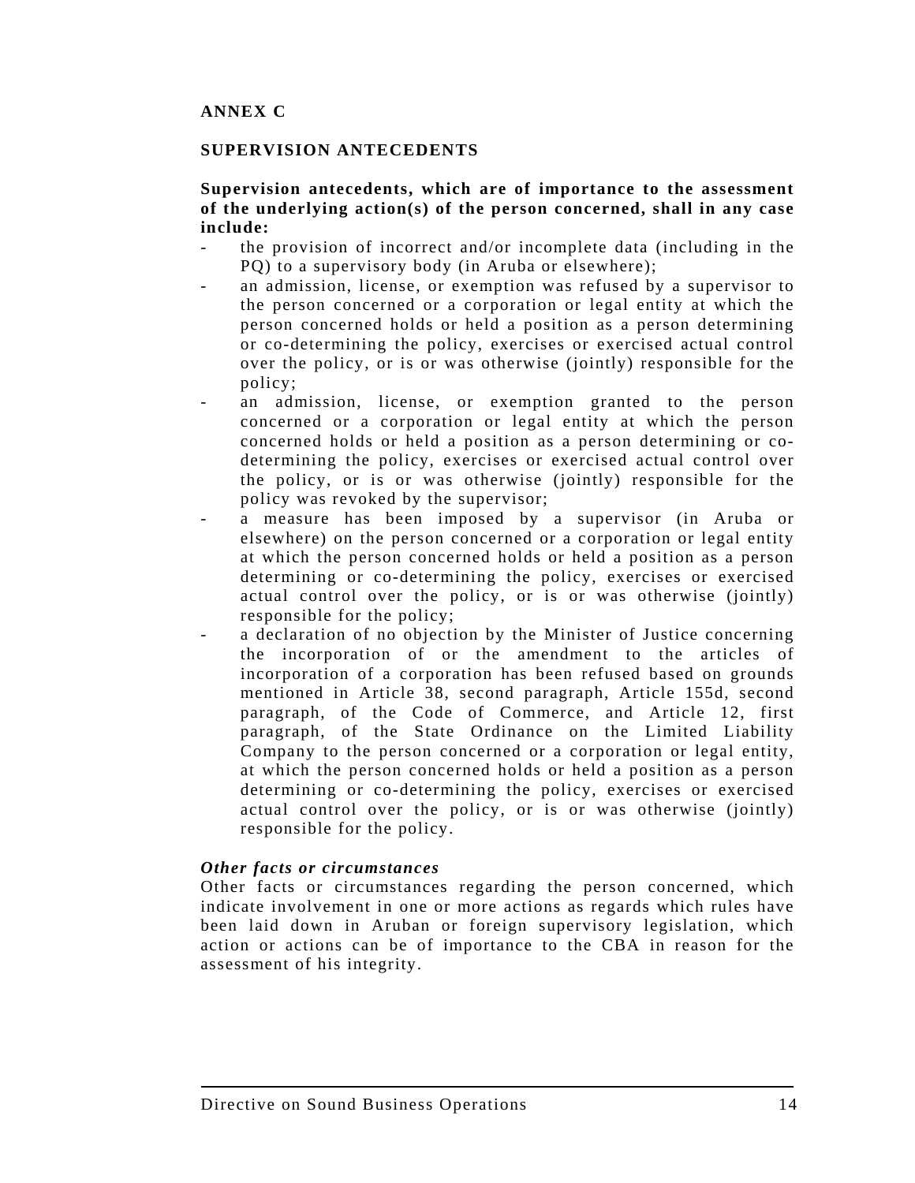# ANNEX C

## SUPERVISION ANTECEDENTS

**Supervision antecedents, which are of importance to the assessment of the underlying action(s) of the person concerned, shall in any case include:**

- the provision of incorrect and/or incomplete data (including in the PQ) to a supervisory body (in Aruba or elsewhere);
- an admission, license, or exemption was refused by a supervisor to the person concerned or a corporation or legal entity at which the person concerned holds or held a position as a person determining or co-determining the policy, exercises or exercised actual control over the policy, or is or was otherwise (jointly) responsible for the policy;
- an admission, license, or exemption granted to the person concerned or a corporation or legal entity at which the person concerned holds or held a position as a person determining or co-determining the policy, exercises or exercised actual control over the policy, or is or was otherwise (jointly) responsible for the policy was revoked by the supervisor;
- a measure has been imposed by a supervisor (in Aruba or elsewhere) on the person concerned or a corporation or legal entity at which the person concerned holds or held a position as a person determining or co-determining the policy, exercises or exercised actual control over the policy, or is or was otherwise (jointly) responsible for the policy;
- a declaration of no objection by the Minister of Justice concerning the incorporation of or the amendment to the articles of incorporation of a corporation has been refused based on grounds mentioned in Article 38, second paragraph, Article 155d, second paragraph, of the Code of Commerce, and Article 12, first paragraph, of the State Ordinance on the Limited Liability Company to the person concerned or a corporation or legal entity, at which the person concerned holds or held a position as a person determining or co-determining the policy, exercises or exercised actual control over the policy, or is or was otherwise (jointly) responsible for the policy.

***Other facts or circumstances***

Other facts or circumstances regarding the person concerned, which indicate involvement in one or more actions as regards which rules have been laid down in Aruban or foreign supervisory legislation, which action or actions can be of importance to the CBA in reason for the assessment of his integrity.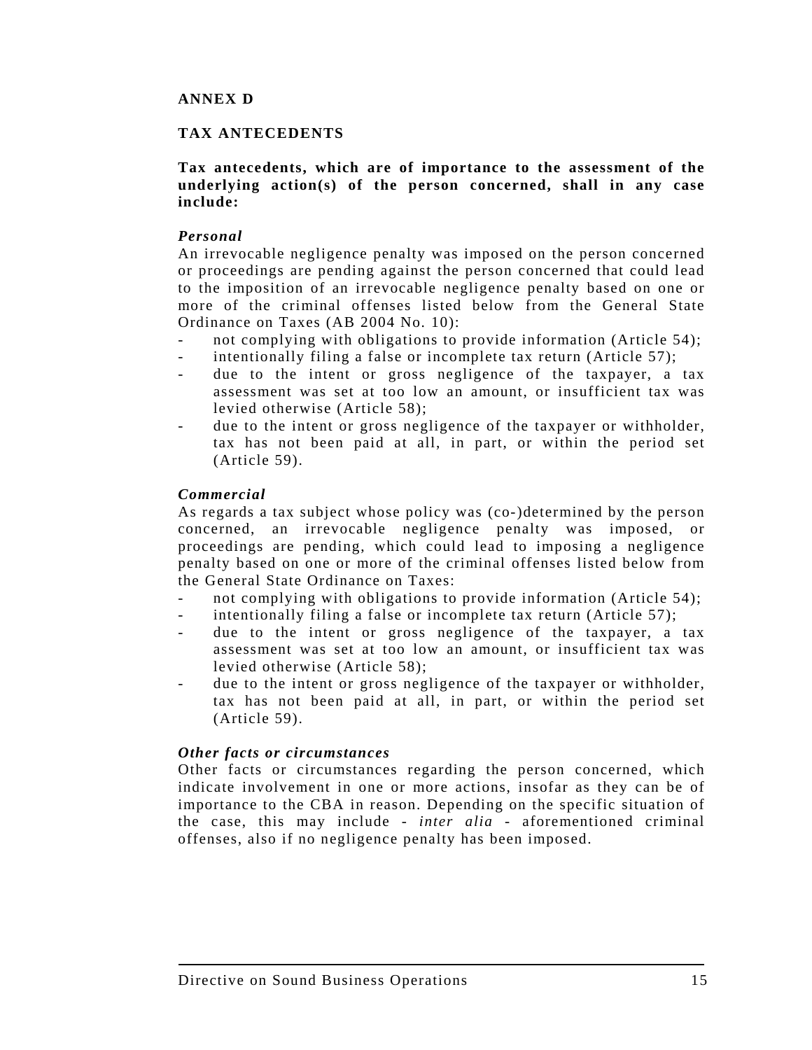**ANNEX D**

**TAX ANTECEDENTS**

**Tax antecedents, which are of importance to the assessment of the underlying action(s) of the person concerned, shall in any case include:**

***Personal***

An irrevocable negligence penalty was imposed on the person concerned or proceedings are pending against the person concerned that could lead to the imposition of an irrevocable negligence penalty based on one or more of the criminal offenses listed below from the General State Ordinance on Taxes (AB 2004 No. 10):

- not complying with obligations to provide information (Article 54);
- intentionally filing a false or incomplete tax return (Article 57);
- due to the intent or gross negligence of the taxpayer, a tax assessment was set at too low an amount, or insufficient tax was levied otherwise (Article 58);
- due to the intent or gross negligence of the taxpayer or withholder, tax has not been paid at all, in part, or within the period set (Article 59).

***Commercial***

As regards a tax subject whose policy was (co-)determined by the person concerned, an irrevocable negligence penalty was imposed, or proceedings are pending, which could lead to imposing a negligence penalty based on one or more of the criminal offenses listed below from the General State Ordinance on Taxes:

- not complying with obligations to provide information (Article 54);
- intentionally filing a false or incomplete tax return (Article 57);
- due to the intent or gross negligence of the taxpayer, a tax assessment was set at too low an amount, or insufficient tax was levied otherwise (Article 58);
- due to the intent or gross negligence of the taxpayer or withholder, tax has not been paid at all, in part, or within the period set (Article 59).

***Other facts or circumstances***

Other facts or circumstances regarding the person concerned, which indicate involvement in one or more actions, insofar as they can be of importance to the CBA in reason. Depending on the specific situation of the case, this may include - *inter alia* - aforementioned criminal offenses, also if no negligence penalty has been imposed.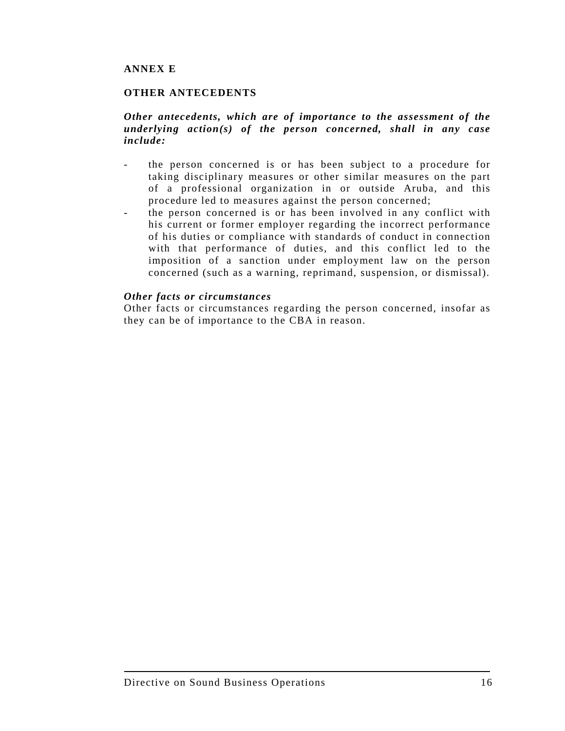## ANNEX E

## OTHER ANTECEDENTS

***Other antecedents, which are of importance to the assessment of the underlying action(s) of the person concerned, shall in any case include:***

- the person concerned is or has been subject to a procedure for taking disciplinary measures or other similar measures on the part of a professional organization in or outside Aruba, and this procedure led to measures against the person concerned;
- the person concerned is or has been involved in any conflict with his current or former employer regarding the incorrect performance of his duties or compliance with standards of conduct in connection with that performance of duties, and this conflict led to the imposition of a sanction under employment law on the person concerned (such as a warning, reprimand, suspension, or dismissal).

***Other facts or circumstances***

Other facts or circumstances regarding the person concerned, insofar as they can be of importance to the CBA in reason.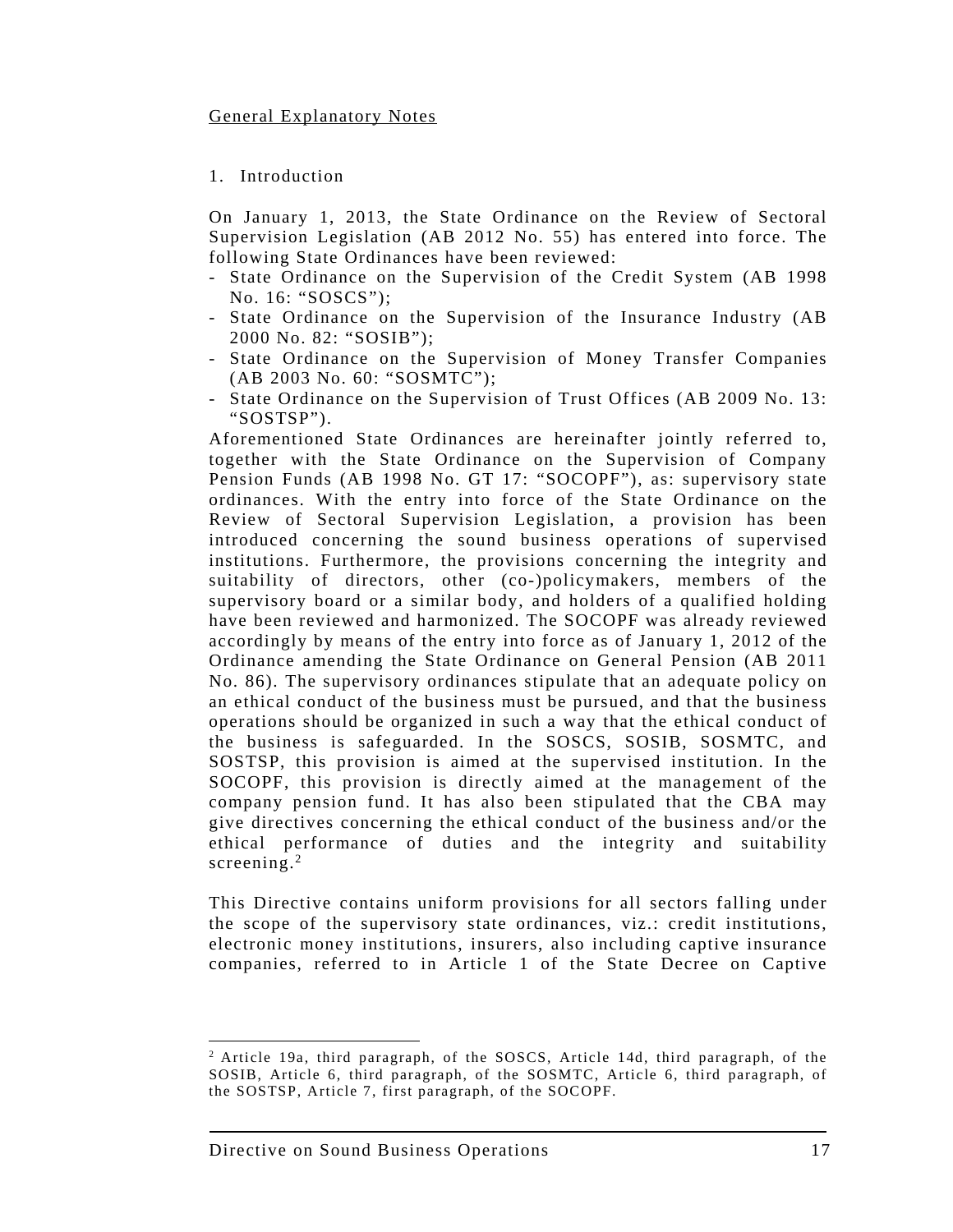General Explanatory Notes

1. Introduction

On January 1, 2013, the State Ordinance on the Review of Sectoral Supervision Legislation (AB 2012 No. 55) has entered into force. The following State Ordinances have been reviewed:

- State Ordinance on the Supervision of the Credit System (AB 1998 No. 16: "SOSCS");
- State Ordinance on the Supervision of the Insurance Industry (AB 2000 No. 82: "SOSIB");
- State Ordinance on the Supervision of Money Transfer Companies (AB 2003 No. 60: "SOSMTC");
- State Ordinance on the Supervision of Trust Offices (AB 2009 No. 13: "SOSTSP").

Aforementioned State Ordinances are hereinafter jointly referred to, together with the State Ordinance on the Supervision of Company Pension Funds (AB 1998 No. GT 17: "SOCOPF"), as: supervisory state ordinances. With the entry into force of the State Ordinance on the Review of Sectoral Supervision Legislation, a provision has been introduced concerning the sound business operations of supervised institutions. Furthermore, the provisions concerning the integrity and suitability of directors, other (co-)policymakers, members of the supervisory board or a similar body, and holders of a qualified holding have been reviewed and harmonized. The SOCOPF was already reviewed accordingly by means of the entry into force as of January 1, 2012 of the Ordinance amending the State Ordinance on General Pension (AB 2011 No. 86). The supervisory ordinances stipulate that an adequate policy on an ethical conduct of the business must be pursued, and that the business operations should be organized in such a way that the ethical conduct of the business is safeguarded. In the SOSCS, SOSIB, SOSMTC, and SOSTSP, this provision is aimed at the supervised institution. In the SOCOPF, this provision is directly aimed at the management of the company pension fund. It has also been stipulated that the CBA may give directives concerning the ethical conduct of the business and/or the ethical performance of duties and the integrity and suitability screening.[2]

This Directive contains uniform provisions for all sectors falling under the scope of the supervisory state ordinances, viz.: credit institutions, electronic money institutions, insurers, also including captive insurance companies, referred to in Article 1 of the State Decree on Captive

[2] Article 19a, third paragraph, of the SOSCS, Article 14d, third paragraph, of the SOSIB, Article 6, third paragraph, of the SOSMTC, Article 6, third paragraph, of the SOSTSP, Article 7, first paragraph, of the SOCOPF.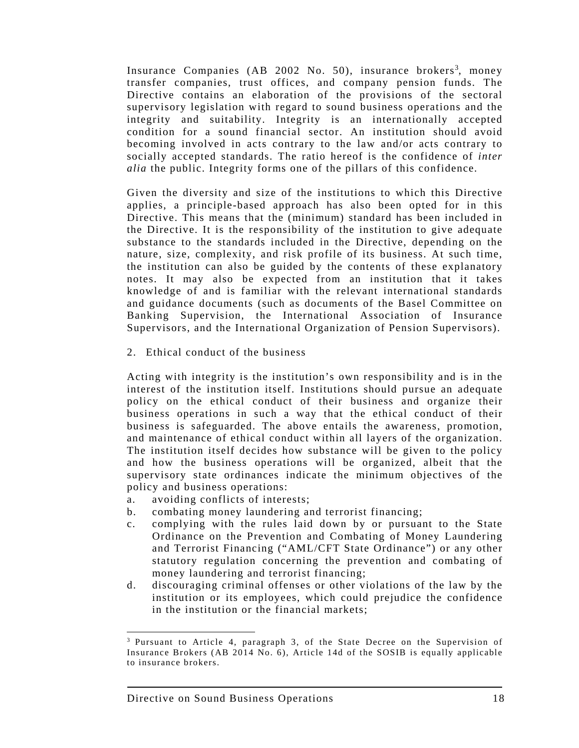Insurance Companies (AB 2002 No. 50), insurance brokers[3], money transfer companies, trust offices, and company pension funds. The Directive contains an elaboration of the provisions of the sectoral supervisory legislation with regard to sound business operations and the integrity and suitability. Integrity is an internationally accepted condition for a sound financial sector. An institution should avoid becoming involved in acts contrary to the law and/or acts contrary to socially accepted standards. The ratio hereof is the confidence of *inter alia* the public. Integrity forms one of the pillars of this confidence.

Given the diversity and size of the institutions to which this Directive applies, a principle-based approach has also been opted for in this Directive. This means that the (minimum) standard has been included in the Directive. It is the responsibility of the institution to give adequate substance to the standards included in the Directive, depending on the nature, size, complexity, and risk profile of its business. At such time, the institution can also be guided by the contents of these explanatory notes. It may also be expected from an institution that it takes knowledge of and is familiar with the relevant international standards and guidance documents (such as documents of the Basel Committee on Banking Supervision, the International Association of Insurance Supervisors, and the International Organization of Pension Supervisors).

2. Ethical conduct of the business

Acting with integrity is the institution's own responsibility and is in the interest of the institution itself. Institutions should pursue an adequate policy on the ethical conduct of their business and organize their business operations in such a way that the ethical conduct of their business is safeguarded. The above entails the awareness, promotion, and maintenance of ethical conduct within all layers of the organization. The institution itself decides how substance will be given to the policy and how the business operations will be organized, albeit that the supervisory state ordinances indicate the minimum objectives of the policy and business operations:

a. avoiding conflicts of interests;
b. combating money laundering and terrorist financing;
c. complying with the rules laid down by or pursuant to the State Ordinance on the Prevention and Combating of Money Laundering and Terrorist Financing ("AML/CFT State Ordinance") or any other statutory regulation concerning the prevention and combating of money laundering and terrorist financing;
d. discouraging criminal offenses or other violations of the law by the institution or its employees, which could prejudice the confidence in the institution or the financial markets;

[3] Pursuant to Article 4, paragraph 3, of the State Decree on the Supervision of Insurance Brokers (AB 2014 No. 6), Article 14d of the SOSIB is equally applicable to insurance brokers.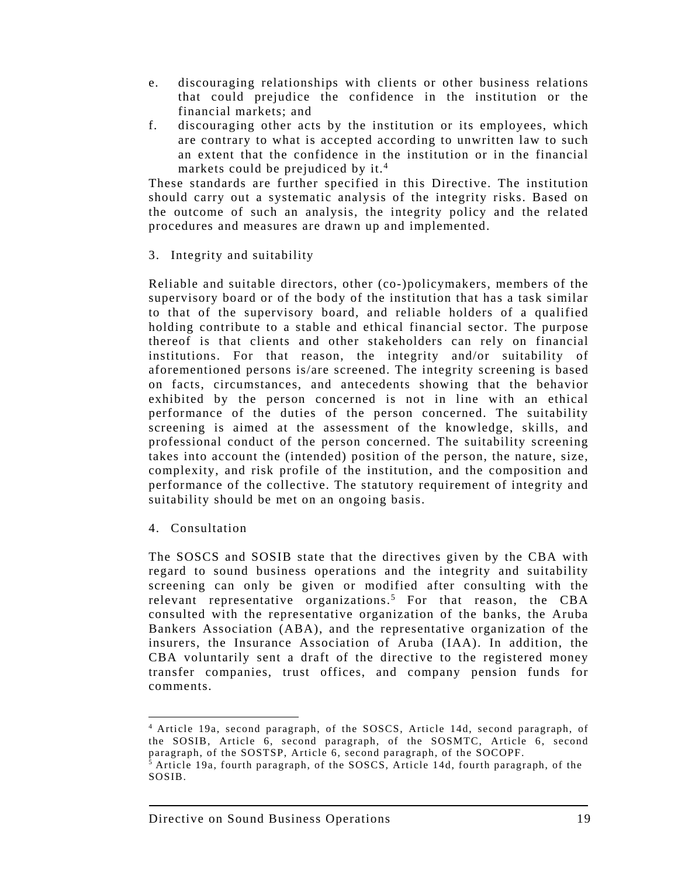e. discouraging relationships with clients or other business relations that could prejudice the confidence in the institution or the financial markets; and
f. discouraging other acts by the institution or its employees, which are contrary to what is accepted according to unwritten law to such an extent that the confidence in the institution or in the financial markets could be prejudiced by it.[4]

These standards are further specified in this Directive. The institution should carry out a systematic analysis of the integrity risks. Based on the outcome of such an analysis, the integrity policy and the related procedures and measures are drawn up and implemented.

## 3. Integrity and suitability

Reliable and suitable directors, other (co-)policymakers, members of the supervisory board or of the body of the institution that has a task similar to that of the supervisory board, and reliable holders of a qualified holding contribute to a stable and ethical financial sector. The purpose thereof is that clients and other stakeholders can rely on financial institutions. For that reason, the integrity and/or suitability of aforementioned persons is/are screened. The integrity screening is based on facts, circumstances, and antecedents showing that the behavior exhibited by the person concerned is not in line with an ethical performance of the duties of the person concerned. The suitability screening is aimed at the assessment of the knowledge, skills, and professional conduct of the person concerned. The suitability screening takes into account the (intended) position of the person, the nature, size, complexity, and risk profile of the institution, and the composition and performance of the collective. The statutory requirement of integrity and suitability should be met on an ongoing basis.

## 4. Consultation

The SOSCS and SOSIB state that the directives given by the CBA with regard to sound business operations and the integrity and suitability screening can only be given or modified after consulting with the relevant representative organizations.[5] For that reason, the CBA consulted with the representative organization of the banks, the Aruba Bankers Association (ABA), and the representative organization of the insurers, the Insurance Association of Aruba (IAA). In addition, the CBA voluntarily sent a draft of the directive to the registered money transfer companies, trust offices, and company pension funds for comments.

---

[4] Article 19a, second paragraph, of the SOSCS, Article 14d, second paragraph, of the SOSIB, Article 6, second paragraph, of the SOSMTC, Article 6, second paragraph, of the SOSTSP, Article 6, second paragraph, of the SOCOPF.

[5] Article 19a, fourth paragraph, of the SOSCS, Article 14d, fourth paragraph, of the SOSIB.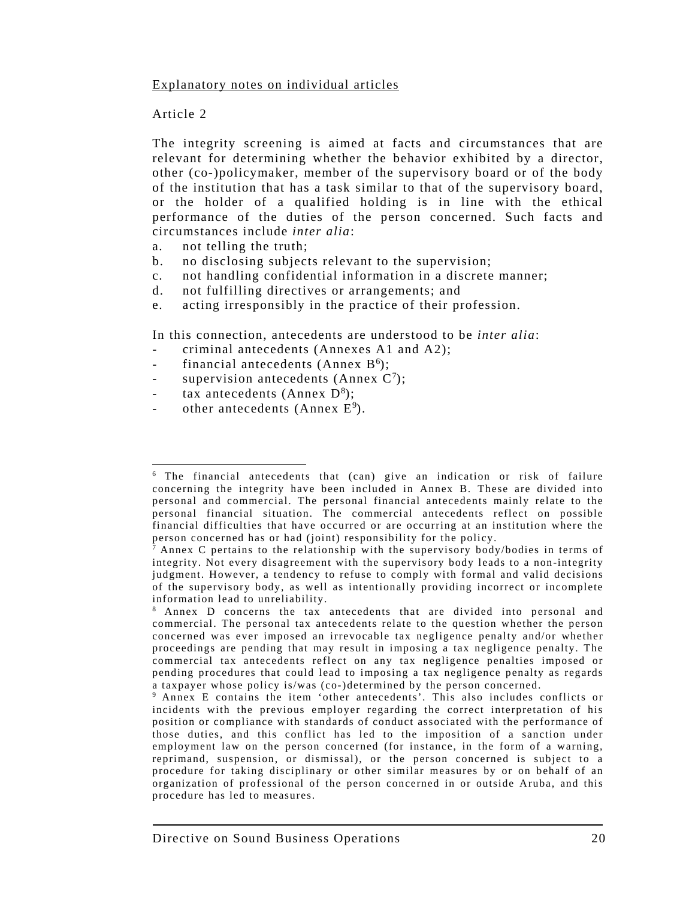Explanatory notes on individual articles

Article 2

The integrity screening is aimed at facts and circumstances that are relevant for determining whether the behavior exhibited by a director, other (co-)policymaker, member of the supervisory board or of the body of the institution that has a task similar to that of the supervisory board, or the holder of a qualified holding is in line with the ethical performance of the duties of the person concerned. Such facts and circumstances include *inter alia*:

a. not telling the truth;
b. no disclosing subjects relevant to the supervision;
c. not handling confidential information in a discrete manner;
d. not fulfilling directives or arrangements; and
e. acting irresponsibly in the practice of their profession.

In this connection, antecedents are understood to be *inter alia*:

- criminal antecedents (Annexes A1 and A2);
- financial antecedents (Annex B[6]);
- supervision antecedents (Annex C[7]);
- tax antecedents (Annex D[8]);
- other antecedents (Annex E[9]).

---

[6] The financial antecedents that (can) give an indication or risk of failure concerning the integrity have been included in Annex B. These are divided into personal and commercial. The personal financial antecedents mainly relate to the personal financial situation. The commercial antecedents reflect on possible financial difficulties that have occurred or are occurring at an institution where the person concerned has or had (joint) responsibility for the policy.

[7] Annex C pertains to the relationship with the supervisory body/bodies in terms of integrity. Not every disagreement with the supervisory body leads to a non-integrity judgment. However, a tendency to refuse to comply with formal and valid decisions of the supervisory body, as well as intentionally providing incorrect or incomplete information lead to unreliability.

[8] Annex D concerns the tax antecedents that are divided into personal and commercial. The personal tax antecedents relate to the question whether the person concerned was ever imposed an irrevocable tax negligence penalty and/or whether proceedings are pending that may result in imposing a tax negligence penalty. The commercial tax antecedents reflect on any tax negligence penalties imposed or pending procedures that could lead to imposing a tax negligence penalty as regards a taxpayer whose policy is/was (co-)determined by the person concerned.

[9] Annex E contains the item 'other antecedents'. This also includes conflicts or incidents with the previous employer regarding the correct interpretation of his position or compliance with standards of conduct associated with the performance of those duties, and this conflict has led to the imposition of a sanction under employment law on the person concerned (for instance, in the form of a warning, reprimand, suspension, or dismissal), or the person concerned is subject to a procedure for taking disciplinary or other similar measures by or on behalf of an organization of professional of the person concerned in or outside Aruba, and this procedure has led to measures.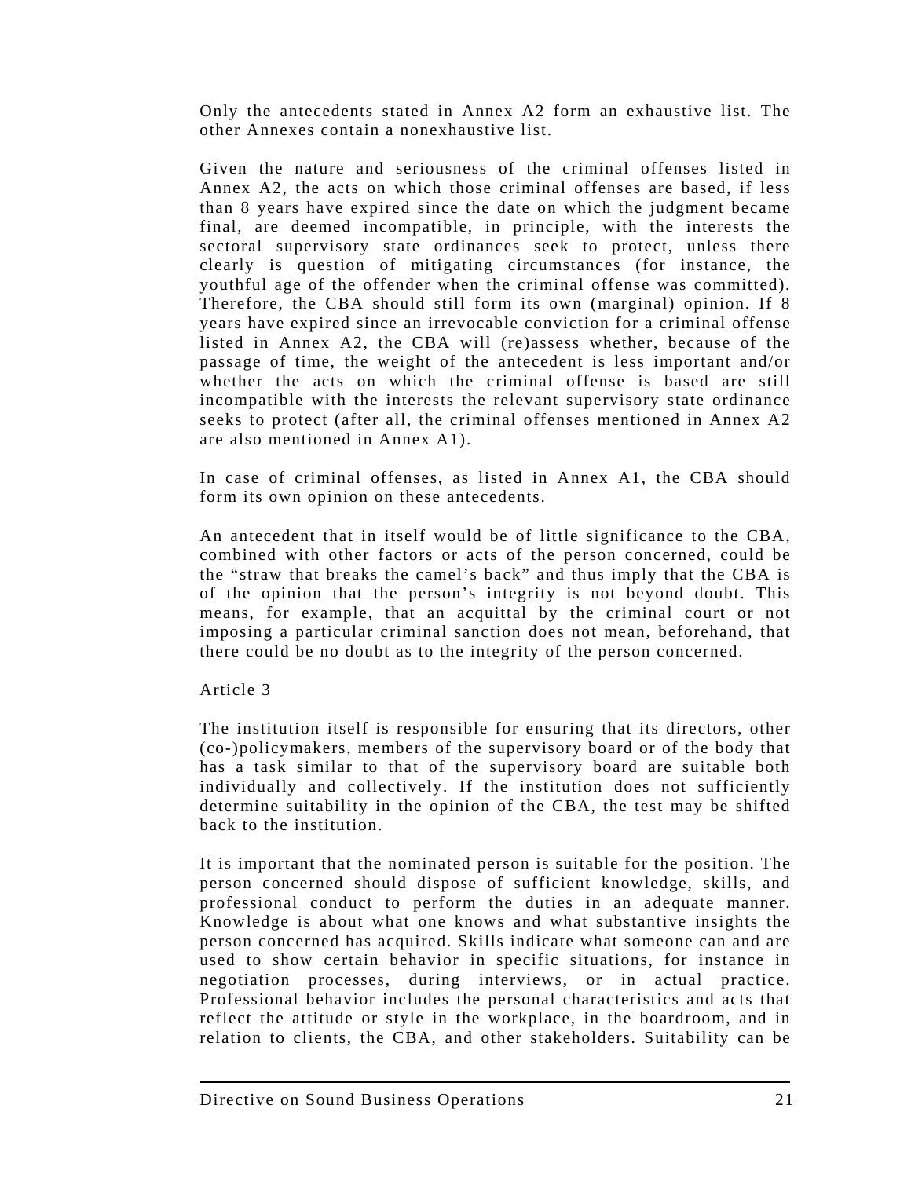Only the antecedents stated in Annex A2 form an exhaustive list. The other Annexes contain a nonexhaustive list.

Given the nature and seriousness of the criminal offenses listed in Annex A2, the acts on which those criminal offenses are based, if less than 8 years have expired since the date on which the judgment became final, are deemed incompatible, in principle, with the interests the sectoral supervisory state ordinances seek to protect, unless there clearly is question of mitigating circumstances (for instance, the youthful age of the offender when the criminal offense was committed). Therefore, the CBA should still form its own (marginal) opinion. If 8 years have expired since an irrevocable conviction for a criminal offense listed in Annex A2, the CBA will (re)assess whether, because of the passage of time, the weight of the antecedent is less important and/or whether the acts on which the criminal offense is based are still incompatible with the interests the relevant supervisory state ordinance seeks to protect (after all, the criminal offenses mentioned in Annex A2 are also mentioned in Annex A1).

In case of criminal offenses, as listed in Annex A1, the CBA should form its own opinion on these antecedents.

An antecedent that in itself would be of little significance to the CBA, combined with other factors or acts of the person concerned, could be the “straw that breaks the camel’s back” and thus imply that the CBA is of the opinion that the person’s integrity is not beyond doubt. This means, for example, that an acquittal by the criminal court or not imposing a particular criminal sanction does not mean, beforehand, that there could be no doubt as to the integrity of the person concerned.

Article 3

The institution itself is responsible for ensuring that its directors, other (co-)policymakers, members of the supervisory board or of the body that has a task similar to that of the supervisory board are suitable both individually and collectively. If the institution does not sufficiently determine suitability in the opinion of the CBA, the test may be shifted back to the institution.

It is important that the nominated person is suitable for the position. The person concerned should dispose of sufficient knowledge, skills, and professional conduct to perform the duties in an adequate manner. Knowledge is about what one knows and what substantive insights the person concerned has acquired. Skills indicate what someone can and are used to show certain behavior in specific situations, for instance in negotiation processes, during interviews, or in actual practice. Professional behavior includes the personal characteristics and acts that reflect the attitude or style in the workplace, in the boardroom, and in relation to clients, the CBA, and other stakeholders. Suitability can be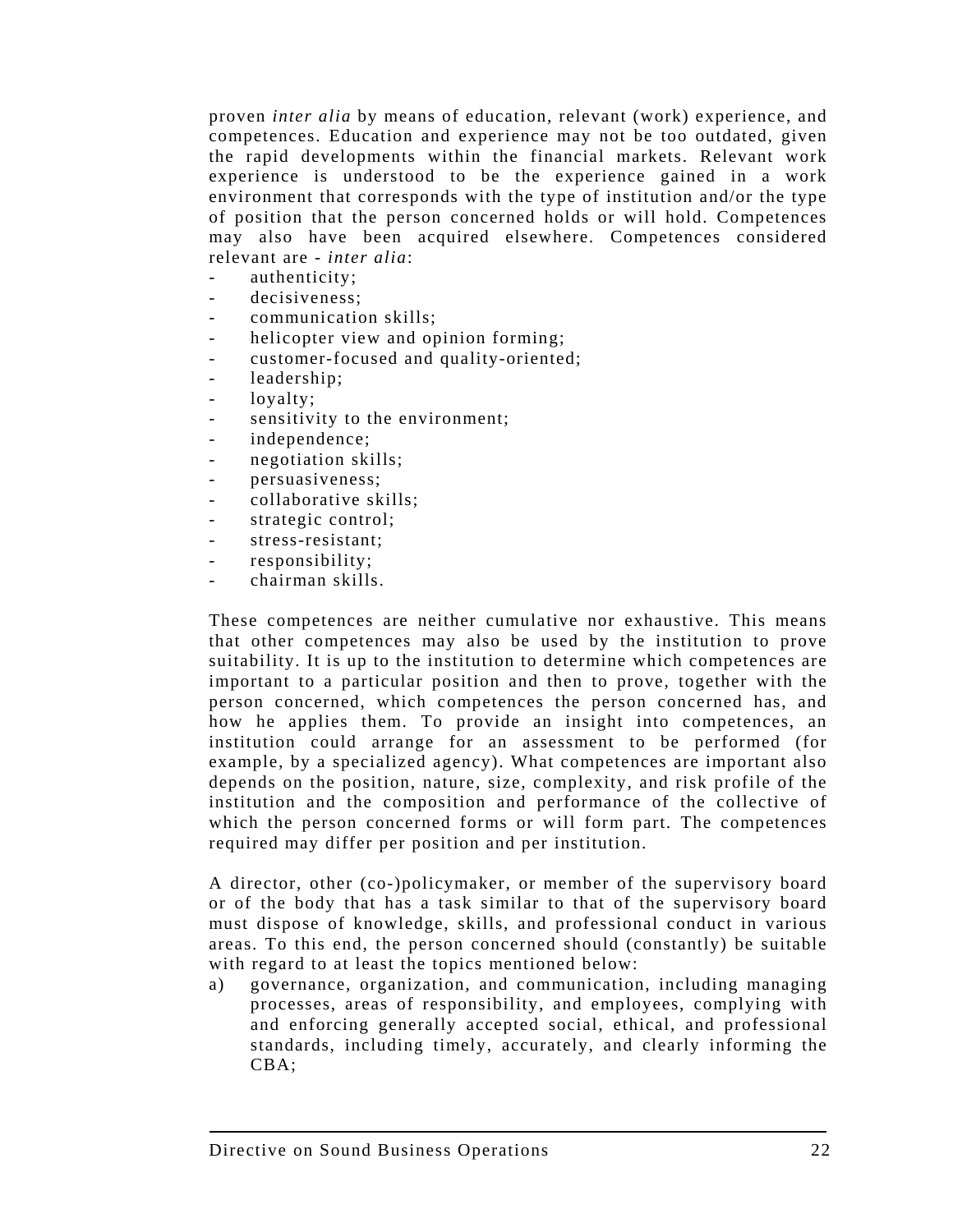proven *inter alia* by means of education, relevant (work) experience, and competences. Education and experience may not be too outdated, given the rapid developments within the financial markets. Relevant work experience is understood to be the experience gained in a work environment that corresponds with the type of institution and/or the type of position that the person concerned holds or will hold. Competences may also have been acquired elsewhere. Competences considered relevant are - *inter alia*:

- authenticity;
- decisiveness;
- communication skills;
- helicopter view and opinion forming;
- customer-focused and quality-oriented;
- leadership;
- loyalty;
- sensitivity to the environment;
- independence;
- negotiation skills;
- persuasiveness;
- collaborative skills;
- strategic control;
- stress-resistant;
- responsibility;
- chairman skills.

These competences are neither cumulative nor exhaustive. This means that other competences may also be used by the institution to prove suitability. It is up to the institution to determine which competences are important to a particular position and then to prove, together with the person concerned, which competences the person concerned has, and how he applies them. To provide an insight into competences, an institution could arrange for an assessment to be performed (for example, by a specialized agency). What competences are important also depends on the position, nature, size, complexity, and risk profile of the institution and the composition and performance of the collective of which the person concerned forms or will form part. The competences required may differ per position and per institution.

A director, other (co-)policymaker, or member of the supervisory board or of the body that has a task similar to that of the supervisory board must dispose of knowledge, skills, and professional conduct in various areas. To this end, the person concerned should (constantly) be suitable with regard to at least the topics mentioned below:

a) governance, organization, and communication, including managing processes, areas of responsibility, and employees, complying with and enforcing generally accepted social, ethical, and professional standards, including timely, accurately, and clearly informing the CBA;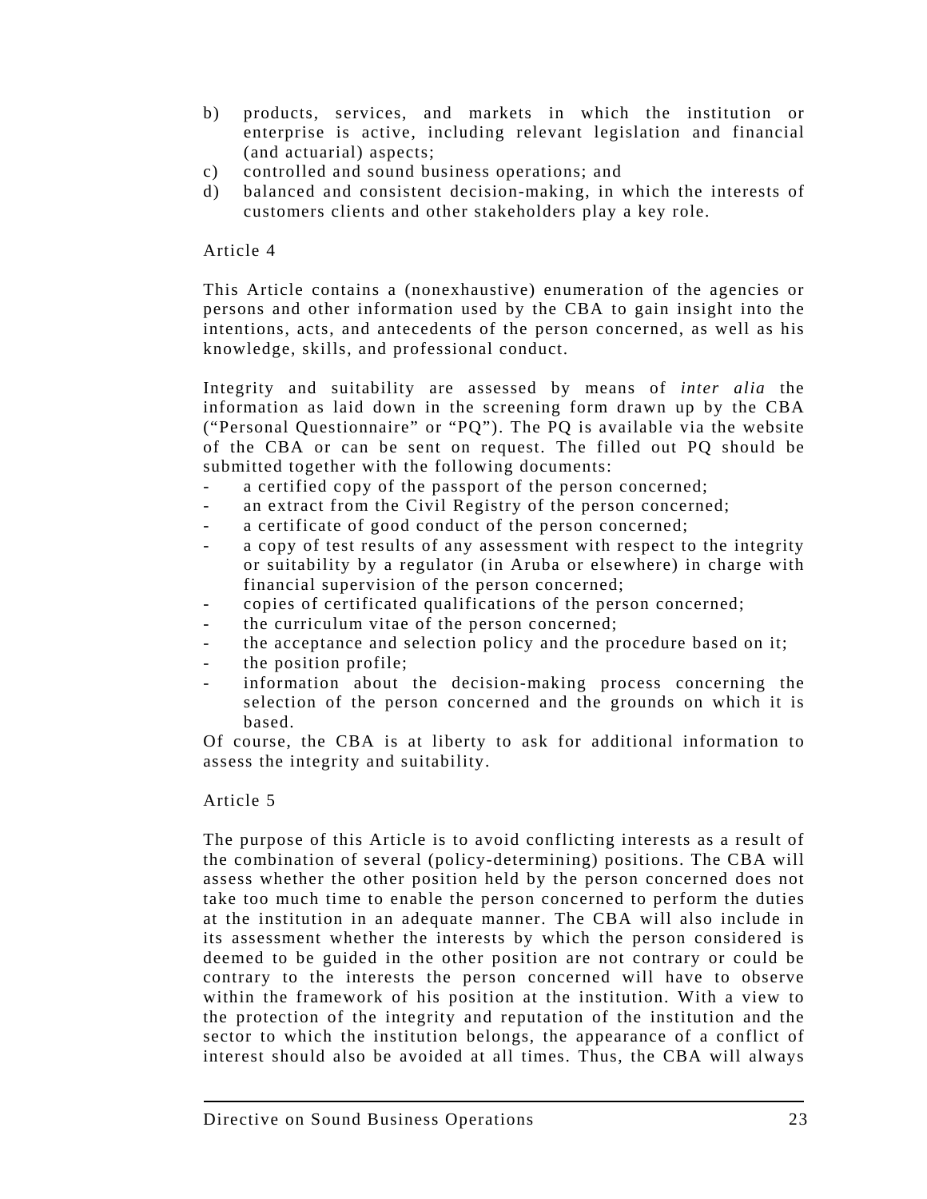b) products, services, and markets in which the institution or enterprise is active, including relevant legislation and financial (and actuarial) aspects;
c) controlled and sound business operations; and
d) balanced and consistent decision-making, in which the interests of customers clients and other stakeholders play a key role.

Article 4

This Article contains a (nonexhaustive) enumeration of the agencies or persons and other information used by the CBA to gain insight into the intentions, acts, and antecedents of the person concerned, as well as his knowledge, skills, and professional conduct.

Integrity and suitability are assessed by means of *inter alia* the information as laid down in the screening form drawn up by the CBA ("Personal Questionnaire" or "PQ"). The PQ is available via the website of the CBA or can be sent on request. The filled out PQ should be submitted together with the following documents:

- a certified copy of the passport of the person concerned;
- an extract from the Civil Registry of the person concerned;
- a certificate of good conduct of the person concerned;
- a copy of test results of any assessment with respect to the integrity or suitability by a regulator (in Aruba or elsewhere) in charge with financial supervision of the person concerned;
- copies of certificated qualifications of the person concerned;
- the curriculum vitae of the person concerned;
- the acceptance and selection policy and the procedure based on it;
- the position profile;
- information about the decision-making process concerning the selection of the person concerned and the grounds on which it is based.

Of course, the CBA is at liberty to ask for additional information to assess the integrity and suitability.

Article 5

The purpose of this Article is to avoid conflicting interests as a result of the combination of several (policy-determining) positions. The CBA will assess whether the other position held by the person concerned does not take too much time to enable the person concerned to perform the duties at the institution in an adequate manner. The CBA will also include in its assessment whether the interests by which the person considered is deemed to be guided in the other position are not contrary or could be contrary to the interests the person concerned will have to observe within the framework of his position at the institution. With a view to the protection of the integrity and reputation of the institution and the sector to which the institution belongs, the appearance of a conflict of interest should also be avoided at all times. Thus, the CBA will always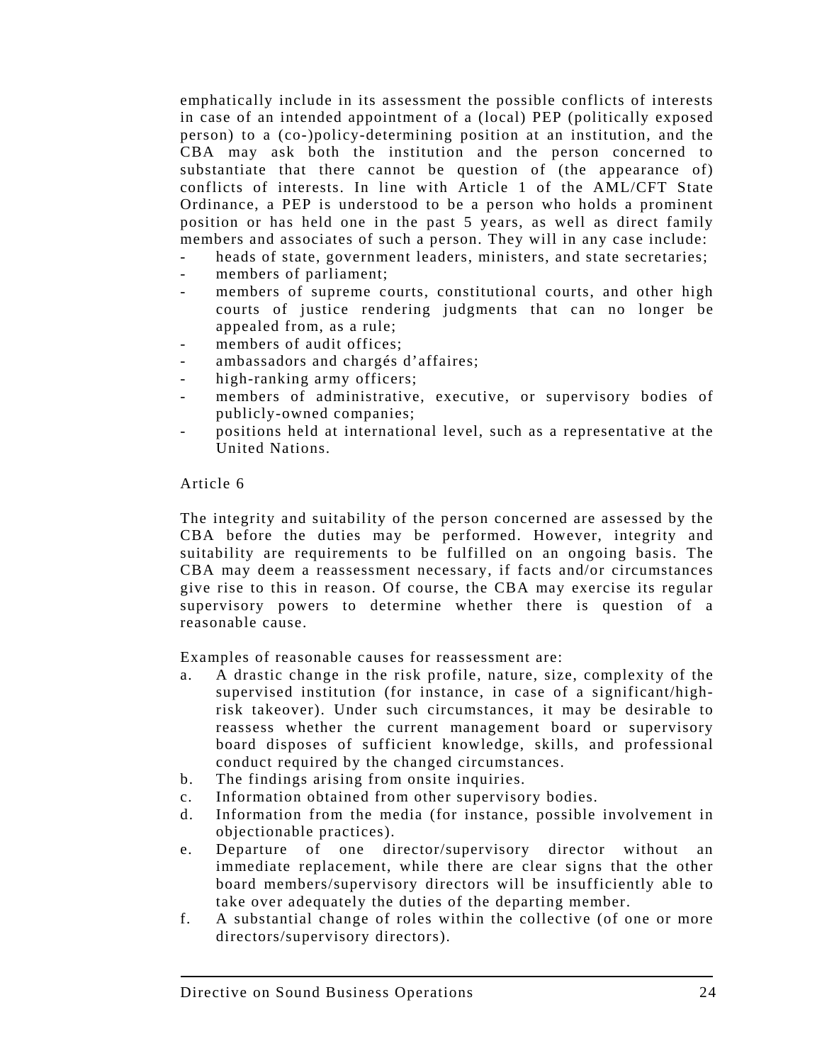emphatically include in its assessment the possible conflicts of interests in case of an intended appointment of a (local) PEP (politically exposed person) to a (co-)policy-determining position at an institution, and the CBA may ask both the institution and the person concerned to substantiate that there cannot be question of (the appearance of) conflicts of interests. In line with Article 1 of the AML/CFT State Ordinance, a PEP is understood to be a person who holds a prominent position or has held one in the past 5 years, as well as direct family members and associates of such a person. They will in any case include:

- heads of state, government leaders, ministers, and state secretaries;
- members of parliament;
- members of supreme courts, constitutional courts, and other high courts of justice rendering judgments that can no longer be appealed from, as a rule;
- members of audit offices;
- ambassadors and chargés d'affaires;
- high-ranking army officers;
- members of administrative, executive, or supervisory bodies of publicly-owned companies;
- positions held at international level, such as a representative at the United Nations.

Article 6

The integrity and suitability of the person concerned are assessed by the CBA before the duties may be performed. However, integrity and suitability are requirements to be fulfilled on an ongoing basis. The CBA may deem a reassessment necessary, if facts and/or circumstances give rise to this in reason. Of course, the CBA may exercise its regular supervisory powers to determine whether there is question of a reasonable cause.

Examples of reasonable causes for reassessment are:

a. A drastic change in the risk profile, nature, size, complexity of the supervised institution (for instance, in case of a significant/high-risk takeover). Under such circumstances, it may be desirable to reassess whether the current management board or supervisory board disposes of sufficient knowledge, skills, and professional conduct required by the changed circumstances.
b. The findings arising from onsite inquiries.
c. Information obtained from other supervisory bodies.
d. Information from the media (for instance, possible involvement in objectionable practices).
e. Departure of one director/supervisory director without an immediate replacement, while there are clear signs that the other board members/supervisory directors will be insufficiently able to take over adequately the duties of the departing member.
f. A substantial change of roles within the collective (of one or more directors/supervisory directors).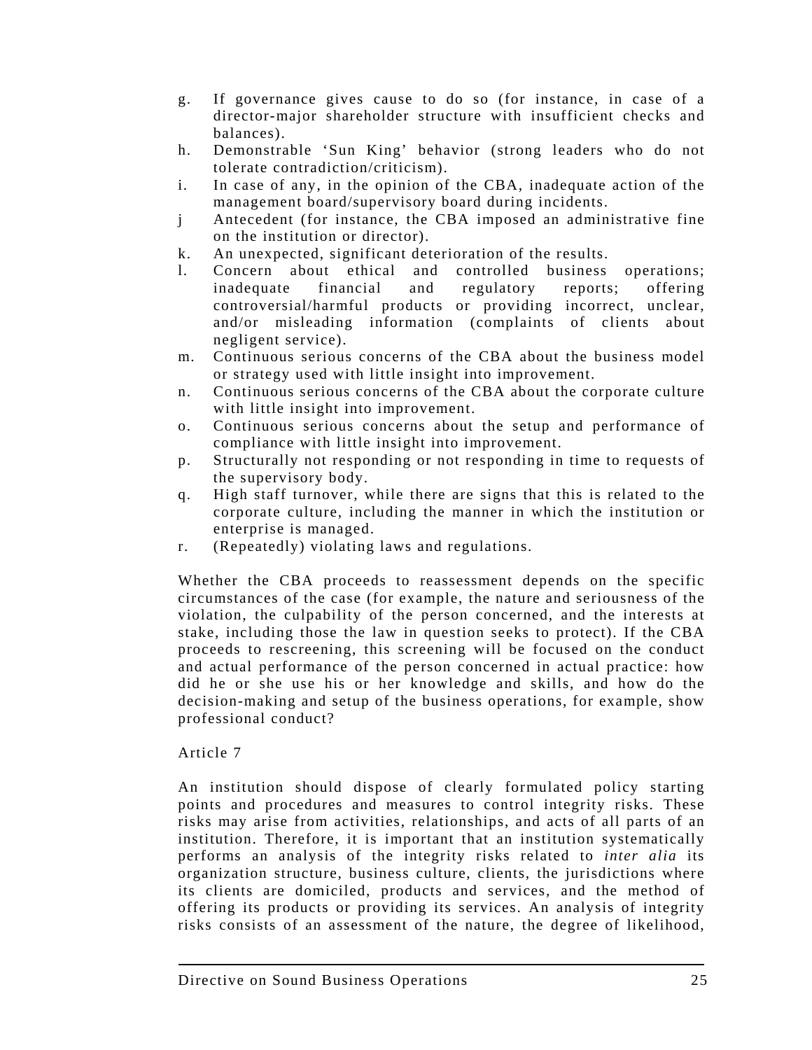g. If governance gives cause to do so (for instance, in case of a director-major shareholder structure with insufficient checks and balances).
h. Demonstrable ‘Sun King’ behavior (strong leaders who do not tolerate contradiction/criticism).
i. In case of any, in the opinion of the CBA, inadequate action of the management board/supervisory board during incidents.
j Antecedent (for instance, the CBA imposed an administrative fine on the institution or director).
k. An unexpected, significant deterioration of the results.
l. Concern about ethical and controlled business operations; inadequate financial and regulatory reports; offering controversial/harmful products or providing incorrect, unclear, and/or misleading information (complaints of clients about negligent service).
m. Continuous serious concerns of the CBA about the business model or strategy used with little insight into improvement.
n. Continuous serious concerns of the CBA about the corporate culture with little insight into improvement.
o. Continuous serious concerns about the setup and performance of compliance with little insight into improvement.
p. Structurally not responding or not responding in time to requests of the supervisory body.
q. High staff turnover, while there are signs that this is related to the corporate culture, including the manner in which the institution or enterprise is managed.
r. (Repeatedly) violating laws and regulations.

Whether the CBA proceeds to reassessment depends on the specific circumstances of the case (for example, the nature and seriousness of the violation, the culpability of the person concerned, and the interests at stake, including those the law in question seeks to protect). If the CBA proceeds to rescreening, this screening will be focused on the conduct and actual performance of the person concerned in actual practice: how did he or she use his or her knowledge and skills, and how do the decision-making and setup of the business operations, for example, show professional conduct?

Article 7

An institution should dispose of clearly formulated policy starting points and procedures and measures to control integrity risks. These risks may arise from activities, relationships, and acts of all parts of an institution. Therefore, it is important that an institution systematically performs an analysis of the integrity risks related to *inter alia* its organization structure, business culture, clients, the jurisdictions where its clients are domiciled, products and services, and the method of offering its products or providing its services. An analysis of integrity risks consists of an assessment of the nature, the degree of likelihood,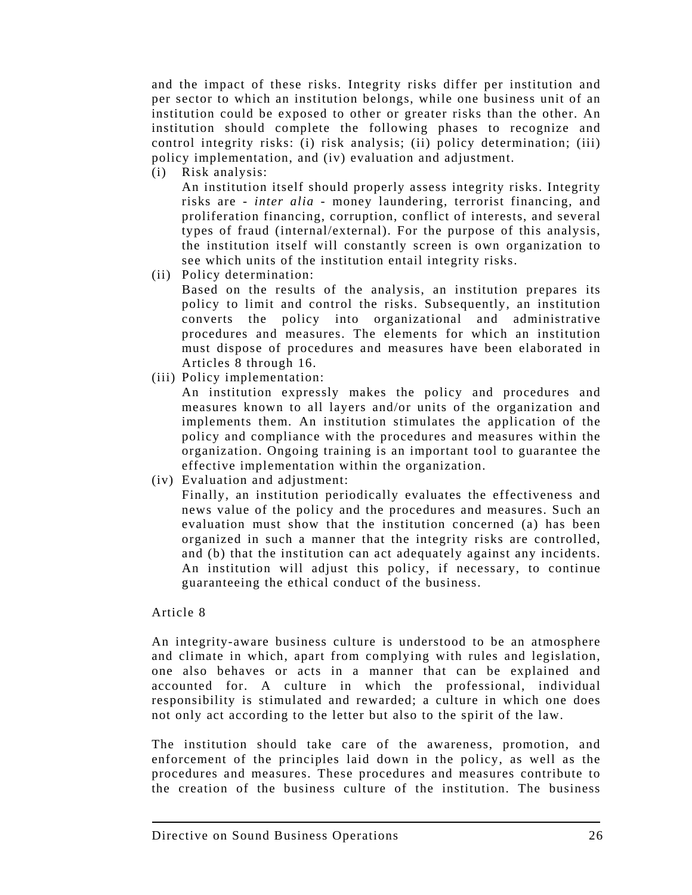and the impact of these risks. Integrity risks differ per institution and per sector to which an institution belongs, while one business unit of an institution could be exposed to other or greater risks than the other. An institution should complete the following phases to recognize and control integrity risks: (i) risk analysis; (ii) policy determination; (iii) policy implementation, and (iv) evaluation and adjustment.

(i) Risk analysis:
An institution itself should properly assess integrity risks. Integrity risks are - *inter alia* - money laundering, terrorist financing, and proliferation financing, corruption, conflict of interests, and several types of fraud (internal/external). For the purpose of this analysis, the institution itself will constantly screen is own organization to see which units of the institution entail integrity risks.

(ii) Policy determination:
Based on the results of the analysis, an institution prepares its policy to limit and control the risks. Subsequently, an institution converts the policy into organizational and administrative procedures and measures. The elements for which an institution must dispose of procedures and measures have been elaborated in Articles 8 through 16.

(iii) Policy implementation:
An institution expressly makes the policy and procedures and measures known to all layers and/or units of the organization and implements them. An institution stimulates the application of the policy and compliance with the procedures and measures within the organization. Ongoing training is an important tool to guarantee the effective implementation within the organization.

(iv) Evaluation and adjustment:
Finally, an institution periodically evaluates the effectiveness and news value of the policy and the procedures and measures. Such an evaluation must show that the institution concerned (a) has been organized in such a manner that the integrity risks are controlled, and (b) that the institution can act adequately against any incidents. An institution will adjust this policy, if necessary, to continue guaranteeing the ethical conduct of the business.

Article 8

An integrity-aware business culture is understood to be an atmosphere and climate in which, apart from complying with rules and legislation, one also behaves or acts in a manner that can be explained and accounted for. A culture in which the professional, individual responsibility is stimulated and rewarded; a culture in which one does not only act according to the letter but also to the spirit of the law.

The institution should take care of the awareness, promotion, and enforcement of the principles laid down in the policy, as well as the procedures and measures. These procedures and measures contribute to the creation of the business culture of the institution. The business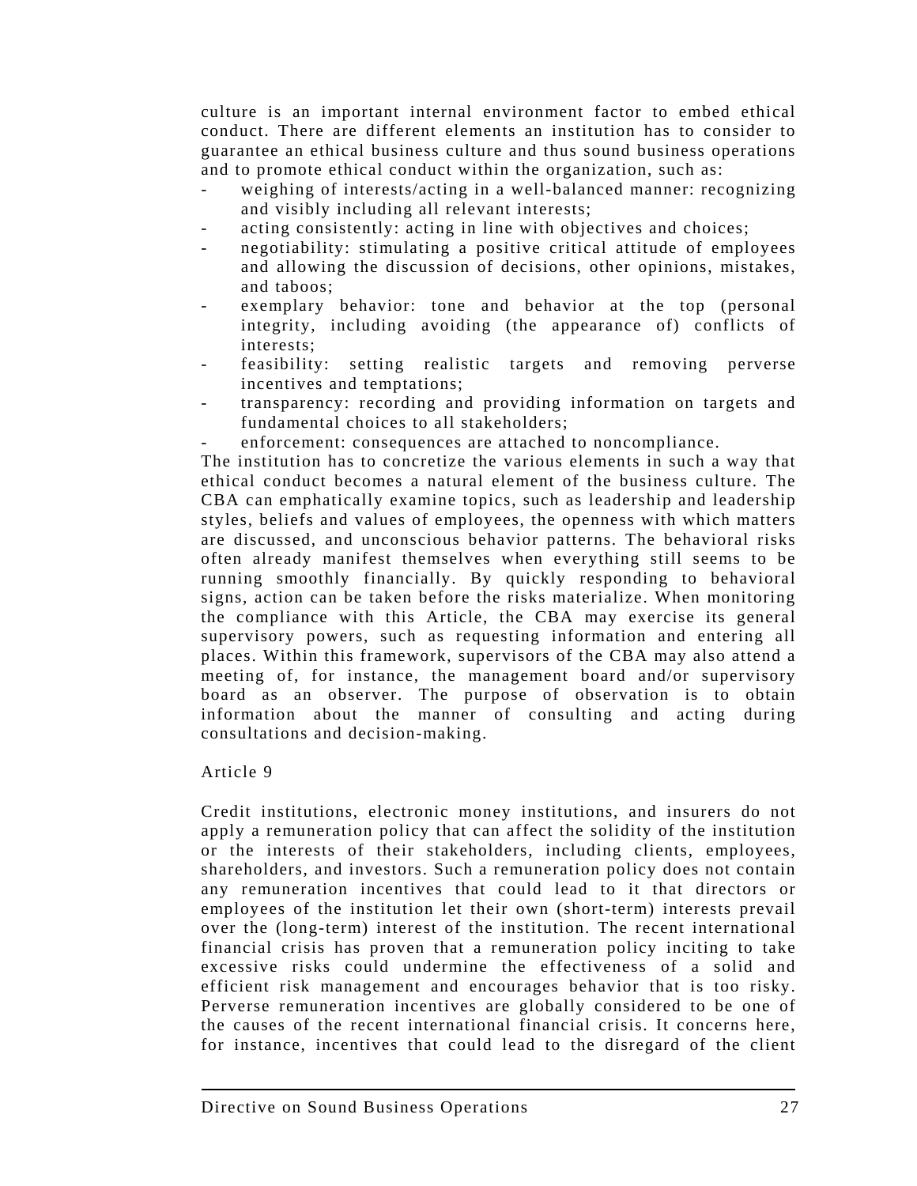culture is an important internal environment factor to embed ethical conduct. There are different elements an institution has to consider to guarantee an ethical business culture and thus sound business operations and to promote ethical conduct within the organization, such as:

- weighing of interests/acting in a well-balanced manner: recognizing and visibly including all relevant interests;
- acting consistently: acting in line with objectives and choices;
- negotiability: stimulating a positive critical attitude of employees and allowing the discussion of decisions, other opinions, mistakes, and taboos;
- exemplary behavior: tone and behavior at the top (personal integrity, including avoiding (the appearance of) conflicts of interests;
- feasibility: setting realistic targets and removing perverse incentives and temptations;
- transparency: recording and providing information on targets and fundamental choices to all stakeholders;
- enforcement: consequences are attached to noncompliance.

The institution has to concretize the various elements in such a way that ethical conduct becomes a natural element of the business culture. The CBA can emphatically examine topics, such as leadership and leadership styles, beliefs and values of employees, the openness with which matters are discussed, and unconscious behavior patterns. The behavioral risks often already manifest themselves when everything still seems to be running smoothly financially. By quickly responding to behavioral signs, action can be taken before the risks materialize. When monitoring the compliance with this Article, the CBA may exercise its general supervisory powers, such as requesting information and entering all places. Within this framework, supervisors of the CBA may also attend a meeting of, for instance, the management board and/or supervisory board as an observer. The purpose of observation is to obtain information about the manner of consulting and acting during consultations and decision-making.

Article 9

Credit institutions, electronic money institutions, and insurers do not apply a remuneration policy that can affect the solidity of the institution or the interests of their stakeholders, including clients, employees, shareholders, and investors. Such a remuneration policy does not contain any remuneration incentives that could lead to it that directors or employees of the institution let their own (short-term) interests prevail over the (long-term) interest of the institution. The recent international financial crisis has proven that a remuneration policy inciting to take excessive risks could undermine the effectiveness of a solid and efficient risk management and encourages behavior that is too risky. Perverse remuneration incentives are globally considered to be one of the causes of the recent international financial crisis. It concerns here, for instance, incentives that could lead to the disregard of the client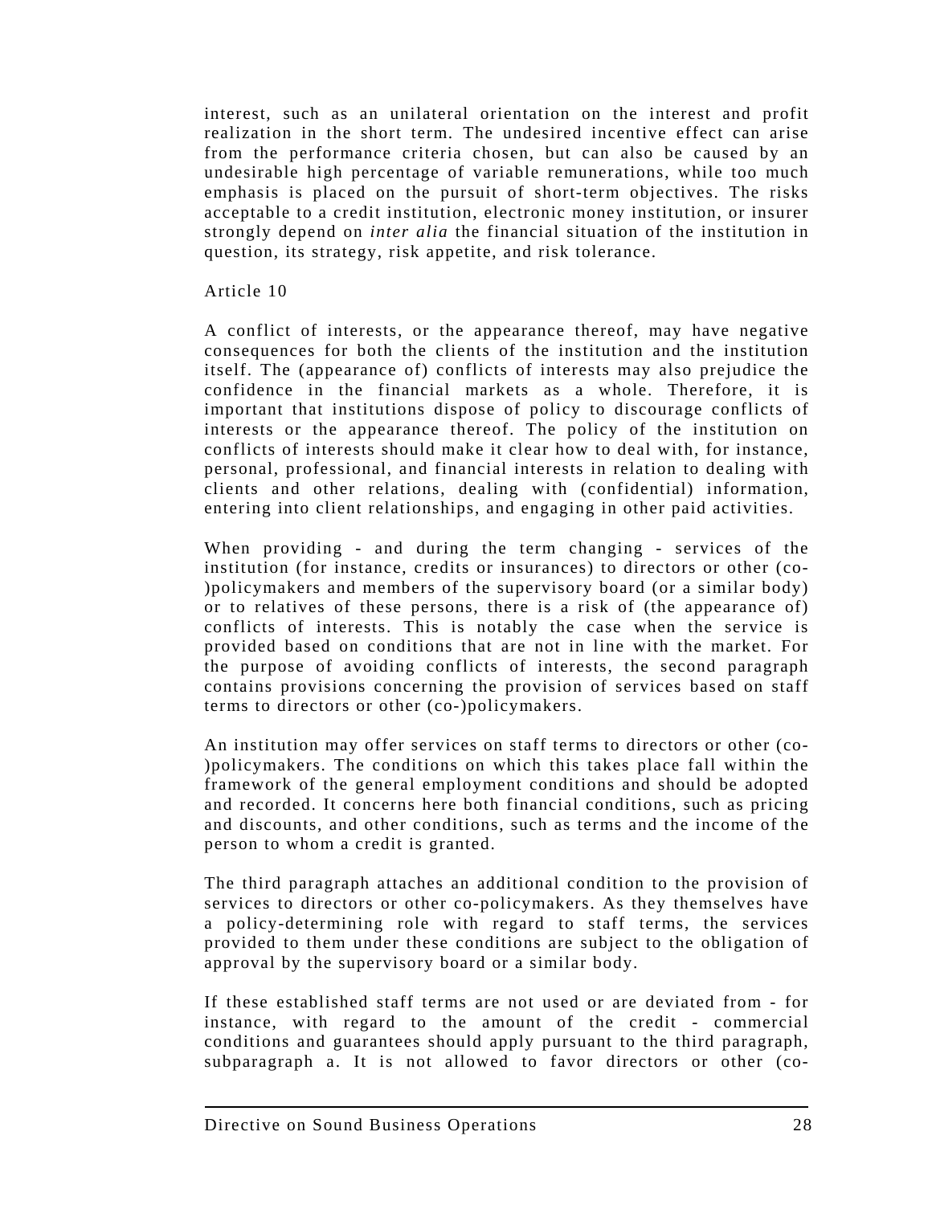interest, such as an unilateral orientation on the interest and profit realization in the short term. The undesired incentive effect can arise from the performance criteria chosen, but can also be caused by an undesirable high percentage of variable remunerations, while too much emphasis is placed on the pursuit of short-term objectives. The risks acceptable to a credit institution, electronic money institution, or insurer strongly depend on *inter alia* the financial situation of the institution in question, its strategy, risk appetite, and risk tolerance.

Article 10

A conflict of interests, or the appearance thereof, may have negative consequences for both the clients of the institution and the institution itself. The (appearance of) conflicts of interests may also prejudice the confidence in the financial markets as a whole. Therefore, it is important that institutions dispose of policy to discourage conflicts of interests or the appearance thereof. The policy of the institution on conflicts of interests should make it clear how to deal with, for instance, personal, professional, and financial interests in relation to dealing with clients and other relations, dealing with (confidential) information, entering into client relationships, and engaging in other paid activities.

When providing - and during the term changing - services of the institution (for instance, credits or insurances) to directors or other (co-)policymakers and members of the supervisory board (or a similar body) or to relatives of these persons, there is a risk of (the appearance of) conflicts of interests. This is notably the case when the service is provided based on conditions that are not in line with the market. For the purpose of avoiding conflicts of interests, the second paragraph contains provisions concerning the provision of services based on staff terms to directors or other (co-)policymakers.

An institution may offer services on staff terms to directors or other (co-)policymakers. The conditions on which this takes place fall within the framework of the general employment conditions and should be adopted and recorded. It concerns here both financial conditions, such as pricing and discounts, and other conditions, such as terms and the income of the person to whom a credit is granted.

The third paragraph attaches an additional condition to the provision of services to directors or other co-policymakers. As they themselves have a policy-determining role with regard to staff terms, the services provided to them under these conditions are subject to the obligation of approval by the supervisory board or a similar body.

If these established staff terms are not used or are deviated from - for instance, with regard to the amount of the credit - commercial conditions and guarantees should apply pursuant to the third paragraph, subparagraph a. It is not allowed to favor directors or other (co-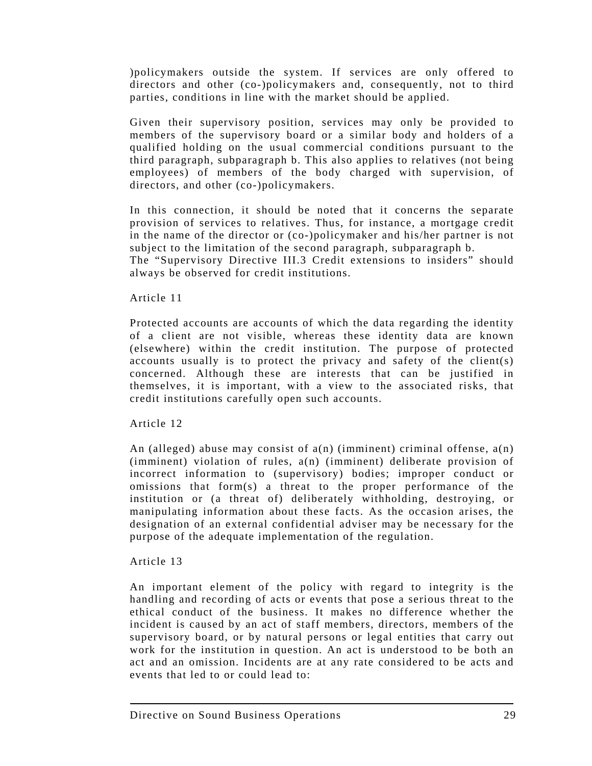)policymakers outside the system. If services are only offered to directors and other (co-)policymakers and, consequently, not to third parties, conditions in line with the market should be applied.

Given their supervisory position, services may only be provided to members of the supervisory board or a similar body and holders of a qualified holding on the usual commercial conditions pursuant to the third paragraph, subparagraph b. This also applies to relatives (not being employees) of members of the body charged with supervision, of directors, and other (co-)policymakers.

In this connection, it should be noted that it concerns the separate provision of services to relatives. Thus, for instance, a mortgage credit in the name of the director or (co-)policymaker and his/her partner is not subject to the limitation of the second paragraph, subparagraph b.
The "Supervisory Directive III.3 Credit extensions to insiders" should always be observed for credit institutions.

Article 11

Protected accounts are accounts of which the data regarding the identity of a client are not visible, whereas these identity data are known (elsewhere) within the credit institution. The purpose of protected accounts usually is to protect the privacy and safety of the client(s) concerned. Although these are interests that can be justified in themselves, it is important, with a view to the associated risks, that credit institutions carefully open such accounts.

Article 12

An (alleged) abuse may consist of a(n) (imminent) criminal offense, a(n) (imminent) violation of rules, a(n) (imminent) deliberate provision of incorrect information to (supervisory) bodies; improper conduct or omissions that form(s) a threat to the proper performance of the institution or (a threat of) deliberately withholding, destroying, or manipulating information about these facts. As the occasion arises, the designation of an external confidential adviser may be necessary for the purpose of the adequate implementation of the regulation.

Article 13

An important element of the policy with regard to integrity is the handling and recording of acts or events that pose a serious threat to the ethical conduct of the business. It makes no difference whether the incident is caused by an act of staff members, directors, members of the supervisory board, or by natural persons or legal entities that carry out work for the institution in question. An act is understood to be both an act and an omission. Incidents are at any rate considered to be acts and events that led to or could lead to: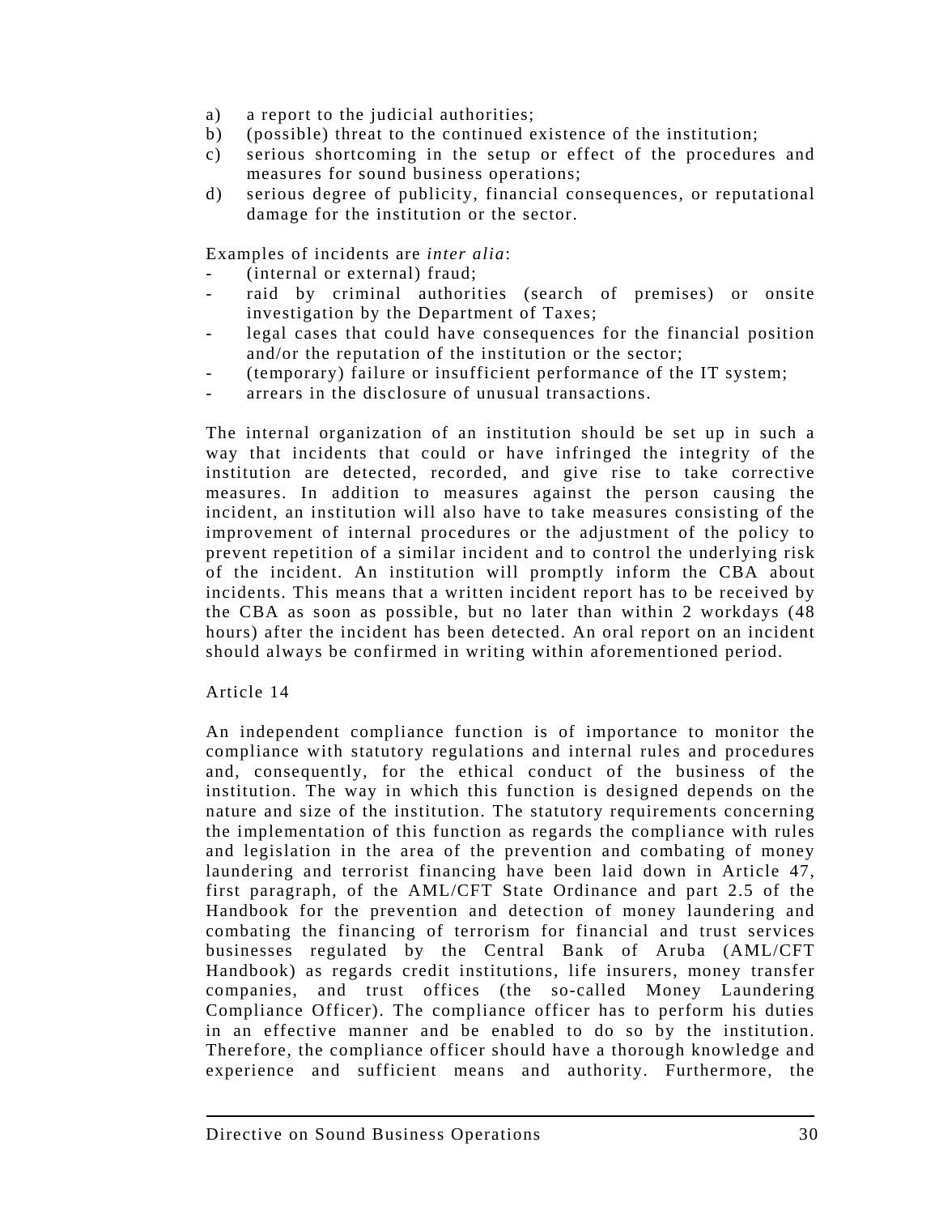a) a report to the judicial authorities;
b) (possible) threat to the continued existence of the institution;
c) serious shortcoming in the setup or effect of the procedures and measures for sound business operations;
d) serious degree of publicity, financial consequences, or reputational damage for the institution or the sector.

Examples of incidents are *inter alia*:

- (internal or external) fraud;
- raid by criminal authorities (search of premises) or onsite investigation by the Department of Taxes;
- legal cases that could have consequences for the financial position and/or the reputation of the institution or the sector;
- (temporary) failure or insufficient performance of the IT system;
- arrears in the disclosure of unusual transactions.

The internal organization of an institution should be set up in such a way that incidents that could or have infringed the integrity of the institution are detected, recorded, and give rise to take corrective measures. In addition to measures against the person causing the incident, an institution will also have to take measures consisting of the improvement of internal procedures or the adjustment of the policy to prevent repetition of a similar incident and to control the underlying risk of the incident. An institution will promptly inform the CBA about incidents. This means that a written incident report has to be received by the CBA as soon as possible, but no later than within 2 workdays (48 hours) after the incident has been detected. An oral report on an incident should always be confirmed in writing within aforementioned period.

Article 14

An independent compliance function is of importance to monitor the compliance with statutory regulations and internal rules and procedures and, consequently, for the ethical conduct of the business of the institution. The way in which this function is designed depends on the nature and size of the institution. The statutory requirements concerning the implementation of this function as regards the compliance with rules and legislation in the area of the prevention and combating of money laundering and terrorist financing have been laid down in Article 47, first paragraph, of the AML/CFT State Ordinance and part 2.5 of the Handbook for the prevention and detection of money laundering and combating the financing of terrorism for financial and trust services businesses regulated by the Central Bank of Aruba (AML/CFT Handbook) as regards credit institutions, life insurers, money transfer companies, and trust offices (the so-called Money Laundering Compliance Officer). The compliance officer has to perform his duties in an effective manner and be enabled to do so by the institution. Therefore, the compliance officer should have a thorough knowledge and experience and sufficient means and authority. Furthermore, the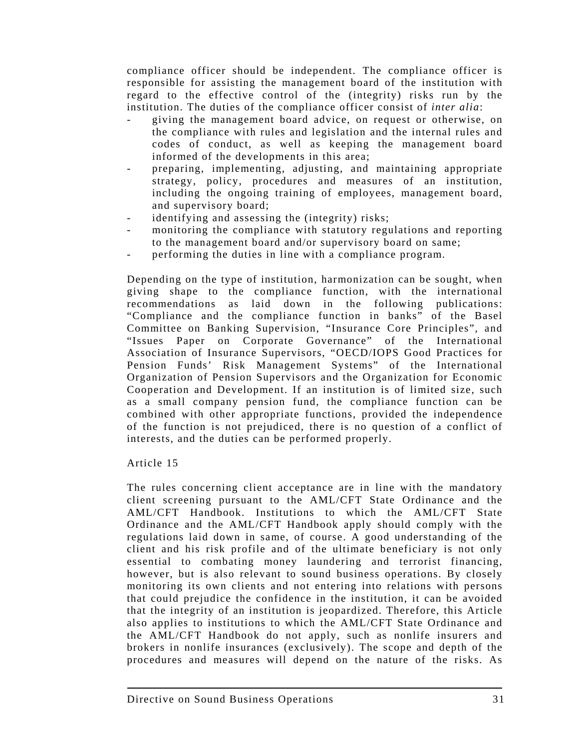compliance officer should be independent. The compliance officer is responsible for assisting the management board of the institution with regard to the effective control of the (integrity) risks run by the institution. The duties of the compliance officer consist of *inter alia*:

- giving the management board advice, on request or otherwise, on the compliance with rules and legislation and the internal rules and codes of conduct, as well as keeping the management board informed of the developments in this area;
- preparing, implementing, adjusting, and maintaining appropriate strategy, policy, procedures and measures of an institution, including the ongoing training of employees, management board, and supervisory board;
- identifying and assessing the (integrity) risks;
- monitoring the compliance with statutory regulations and reporting to the management board and/or supervisory board on same;
- performing the duties in line with a compliance program.

Depending on the type of institution, harmonization can be sought, when giving shape to the compliance function, with the international recommendations as laid down in the following publications: “Compliance and the compliance function in banks” of the Basel Committee on Banking Supervision, “Insurance Core Principles”, and “Issues Paper on Corporate Governance” of the International Association of Insurance Supervisors, “OECD/IOPS Good Practices for Pension Funds’ Risk Management Systems” of the International Organization of Pension Supervisors and the Organization for Economic Cooperation and Development. If an institution is of limited size, such as a small company pension fund, the compliance function can be combined with other appropriate functions, provided the independence of the function is not prejudiced, there is no question of a conflict of interests, and the duties can be performed properly.

Article 15

The rules concerning client acceptance are in line with the mandatory client screening pursuant to the AML/CFT State Ordinance and the AML/CFT Handbook. Institutions to which the AML/CFT State Ordinance and the AML/CFT Handbook apply should comply with the regulations laid down in same, of course. A good understanding of the client and his risk profile and of the ultimate beneficiary is not only essential to combating money laundering and terrorist financing, however, but is also relevant to sound business operations. By closely monitoring its own clients and not entering into relations with persons that could prejudice the confidence in the institution, it can be avoided that the integrity of an institution is jeopardized. Therefore, this Article also applies to institutions to which the AML/CFT State Ordinance and the AML/CFT Handbook do not apply, such as nonlife insurers and brokers in nonlife insurances (exclusively). The scope and depth of the procedures and measures will depend on the nature of the risks. As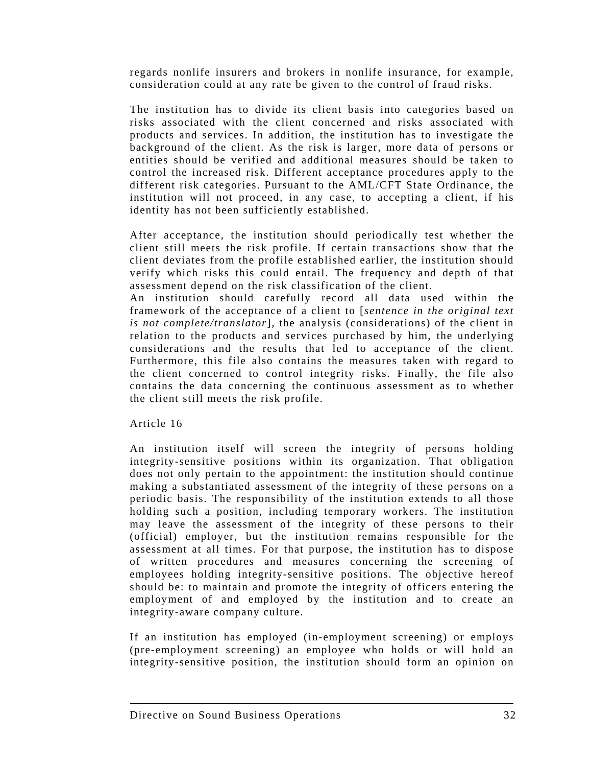regards nonlife insurers and brokers in nonlife insurance, for example, consideration could at any rate be given to the control of fraud risks.

The institution has to divide its client basis into categories based on risks associated with the client concerned and risks associated with products and services. In addition, the institution has to investigate the background of the client. As the risk is larger, more data of persons or entities should be verified and additional measures should be taken to control the increased risk. Different acceptance procedures apply to the different risk categories. Pursuant to the AML/CFT State Ordinance, the institution will not proceed, in any case, to accepting a client, if his identity has not been sufficiently established.

After acceptance, the institution should periodically test whether the client still meets the risk profile. If certain transactions show that the client deviates from the profile established earlier, the institution should verify which risks this could entail. The frequency and depth of that assessment depend on the risk classification of the client.
An institution should carefully record all data used within the framework of the acceptance of a client to [*sentence in the original text is not complete/translator*], the analysis (considerations) of the client in relation to the products and services purchased by him, the underlying considerations and the results that led to acceptance of the client. Furthermore, this file also contains the measures taken with regard to the client concerned to control integrity risks. Finally, the file also contains the data concerning the continuous assessment as to whether the client still meets the risk profile.

Article 16

An institution itself will screen the integrity of persons holding integrity-sensitive positions within its organization. That obligation does not only pertain to the appointment: the institution should continue making a substantiated assessment of the integrity of these persons on a periodic basis. The responsibility of the institution extends to all those holding such a position, including temporary workers. The institution may leave the assessment of the integrity of these persons to their (official) employer, but the institution remains responsible for the assessment at all times. For that purpose, the institution has to dispose of written procedures and measures concerning the screening of employees holding integrity-sensitive positions. The objective hereof should be: to maintain and promote the integrity of officers entering the employment of and employed by the institution and to create an integrity-aware company culture.

If an institution has employed (in-employment screening) or employs (pre-employment screening) an employee who holds or will hold an integrity-sensitive position, the institution should form an opinion on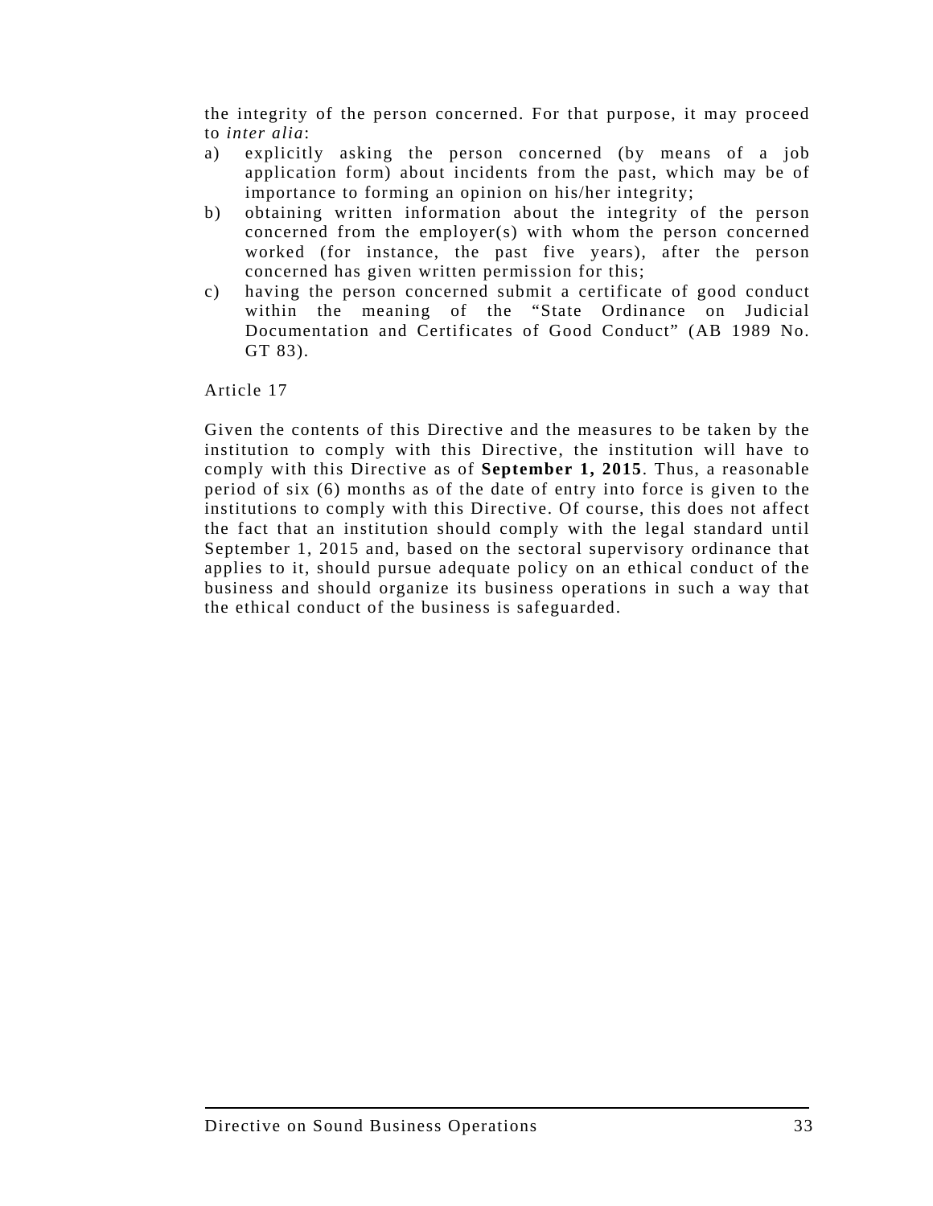the integrity of the person concerned. For that purpose, it may proceed to *inter alia*:

a) explicitly asking the person concerned (by means of a job application form) about incidents from the past, which may be of importance to forming an opinion on his/her integrity;
b) obtaining written information about the integrity of the person concerned from the employer(s) with whom the person concerned worked (for instance, the past five years), after the person concerned has given written permission for this;
c) having the person concerned submit a certificate of good conduct within the meaning of the "State Ordinance on Judicial Documentation and Certificates of Good Conduct" (AB 1989 No. GT 83).

Article 17

Given the contents of this Directive and the measures to be taken by the institution to comply with this Directive, the institution will have to comply with this Directive as of **September 1, 2015**. Thus, a reasonable period of six (6) months as of the date of entry into force is given to the institutions to comply with this Directive. Of course, this does not affect the fact that an institution should comply with the legal standard until September 1, 2015 and, based on the sectoral supervisory ordinance that applies to it, should pursue adequate policy on an ethical conduct of the business and should organize its business operations in such a way that the ethical conduct of the business is safeguarded.